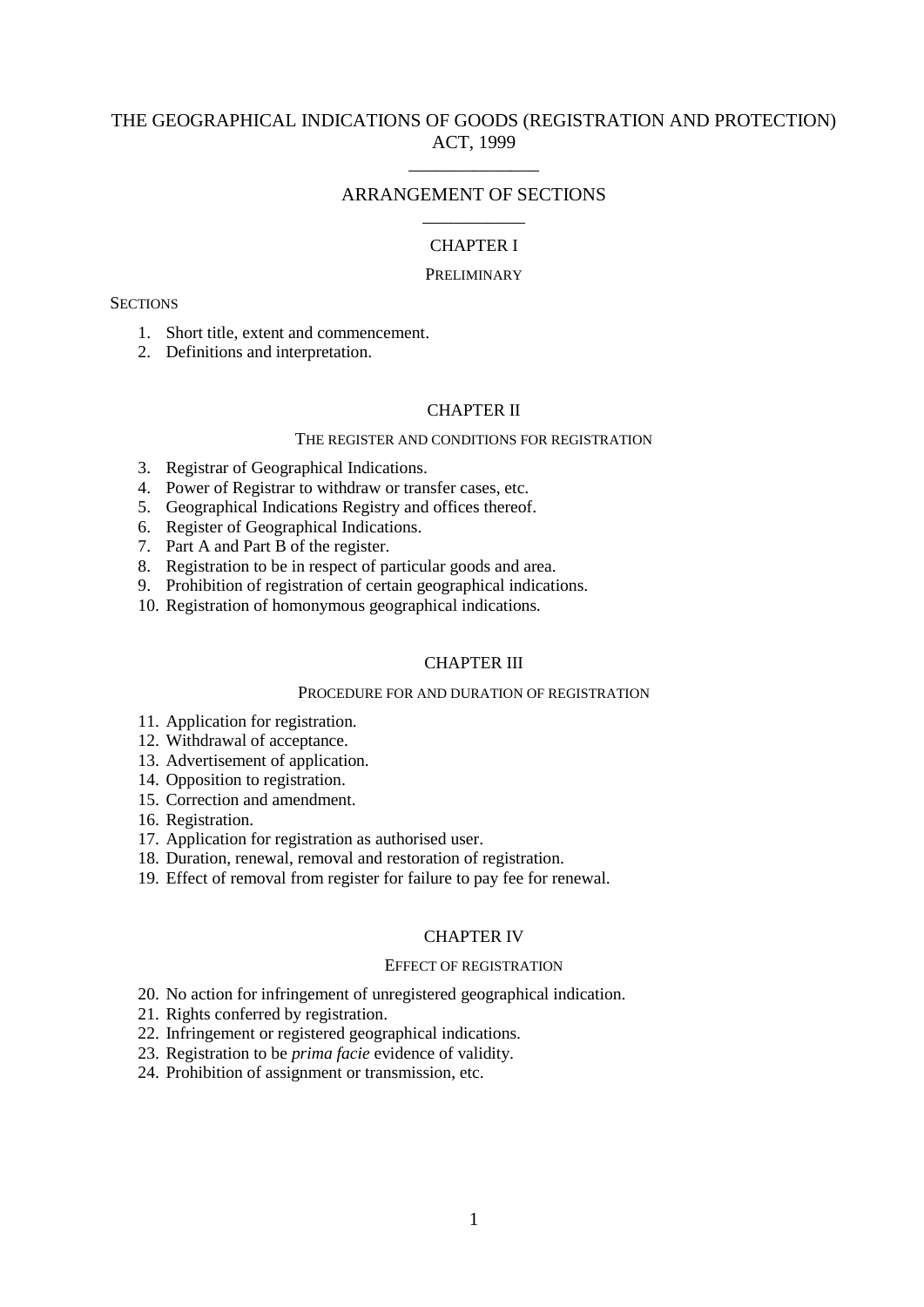# THE GEOGRAPHICAL INDICATIONS OF GOODS (REGISTRATION AND PROTECTION) ACT, 1999

______________

## ARRANGEMENT OF SECTIONS

___________

### CHAPTER I

PRELIMINARY

SECTIONS

1. Short title, extent and commencement.
2. Definitions and interpretation.

### CHAPTER II

THE REGISTER AND CONDITIONS FOR REGISTRATION

3. Registrar of Geographical Indications.
4. Power of Registrar to withdraw or transfer cases, etc.
5. Geographical Indications Registry and offices thereof.
6. Register of Geographical Indications.
7. Part A and Part B of the register.
8. Registration to be in respect of particular goods and area.
9. Prohibition of registration of certain geographical indications.
10. Registration of homonymous geographical indications.

### CHAPTER III

PROCEDURE FOR AND DURATION OF REGISTRATION

11. Application for registration.
12. Withdrawal of acceptance.
13. Advertisement of application.
14. Opposition to registration.
15. Correction and amendment.
16. Registration.
17. Application for registration as authorised user.
18. Duration, renewal, removal and restoration of registration.
19. Effect of removal from register for failure to pay fee for renewal.

### CHAPTER IV

EFFECT OF REGISTRATION

20. No action for infringement of unregistered geographical indication.
21. Rights conferred by registration.
22. Infringement or registered geographical indications.
23. Registration to be *prima facie* evidence of validity.
24. Prohibition of assignment or transmission, etc.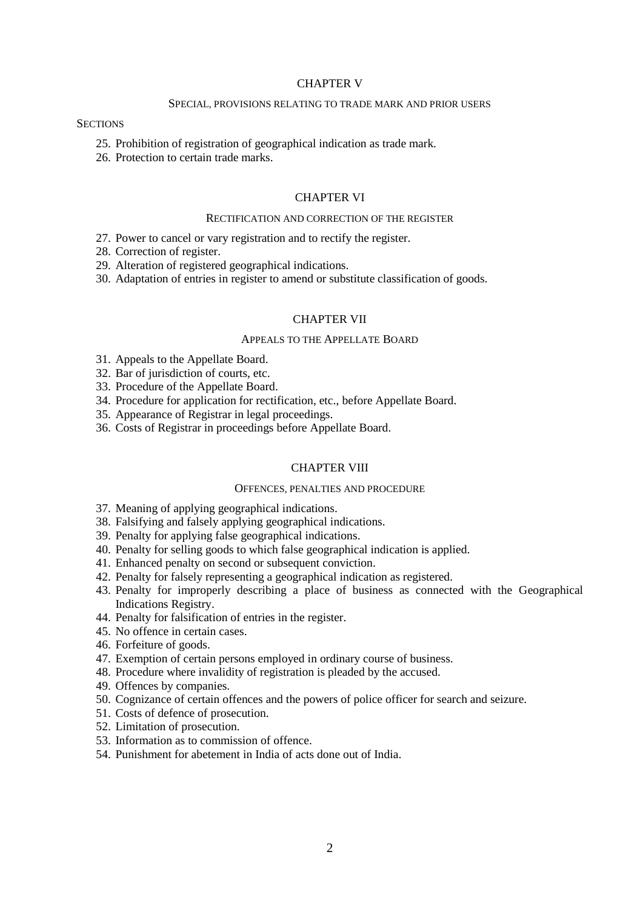## CHAPTER V

### SPECIAL, PROVISIONS RELATING TO TRADE MARK AND PRIOR USERS

SECTIONS

25. Prohibition of registration of geographical indication as trade mark.
26. Protection to certain trade marks.

## CHAPTER VI

### RECTIFICATION AND CORRECTION OF THE REGISTER

27. Power to cancel or vary registration and to rectify the register.
28. Correction of register.
29. Alteration of registered geographical indications.
30. Adaptation of entries in register to amend or substitute classification of goods.

## CHAPTER VII

### APPEALS TO THE APPELLATE BOARD

31. Appeals to the Appellate Board.
32. Bar of jurisdiction of courts, etc.
33. Procedure of the Appellate Board.
34. Procedure for application for rectification, etc., before Appellate Board.
35. Appearance of Registrar in legal proceedings.
36. Costs of Registrar in proceedings before Appellate Board.

## CHAPTER VIII

### OFFENCES, PENALTIES AND PROCEDURE

37. Meaning of applying geographical indications.
38. Falsifying and falsely applying geographical indications.
39. Penalty for applying false geographical indications.
40. Penalty for selling goods to which false geographical indication is applied.
41. Enhanced penalty on second or subsequent conviction.
42. Penalty for falsely representing a geographical indication as registered.
43. Penalty for improperly describing a place of business as connected with the Geographical Indications Registry.
44. Penalty for falsification of entries in the register.
45. No offence in certain cases.
46. Forfeiture of goods.
47. Exemption of certain persons employed in ordinary course of business.
48. Procedure where invalidity of registration is pleaded by the accused.
49. Offences by companies.
50. Cognizance of certain offences and the powers of police officer for search and seizure.
51. Costs of defence of prosecution.
52. Limitation of prosecution.
53. Information as to commission of offence.
54. Punishment for abetement in India of acts done out of India.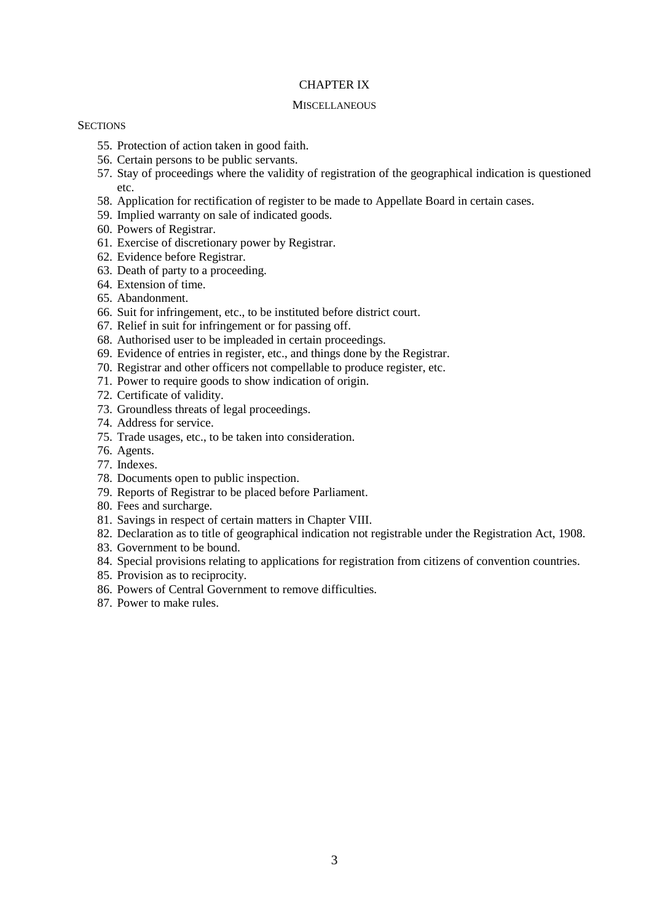## CHAPTER IX

### MISCELLANEOUS

SECTIONS

55. Protection of action taken in good faith.
56. Certain persons to be public servants.
57. Stay of proceedings where the validity of registration of the geographical indication is questioned etc.
58. Application for rectification of register to be made to Appellate Board in certain cases.
59. Implied warranty on sale of indicated goods.
60. Powers of Registrar.
61. Exercise of discretionary power by Registrar.
62. Evidence before Registrar.
63. Death of party to a proceeding.
64. Extension of time.
65. Abandonment.
66. Suit for infringement, etc., to be instituted before district court.
67. Relief in suit for infringement or for passing off.
68. Authorised user to be impleaded in certain proceedings.
69. Evidence of entries in register, etc., and things done by the Registrar.
70. Registrar and other officers not compellable to produce register, etc.
71. Power to require goods to show indication of origin.
72. Certificate of validity.
73. Groundless threats of legal proceedings.
74. Address for service.
75. Trade usages, etc., to be taken into consideration.
76. Agents.
77. Indexes.
78. Documents open to public inspection.
79. Reports of Registrar to be placed before Parliament.
80. Fees and surcharge.
81. Savings in respect of certain matters in Chapter VIII.
82. Declaration as to title of geographical indication not registrable under the Registration Act, 1908.
83. Government to be bound.
84. Special provisions relating to applications for registration from citizens of convention countries.
85. Provision as to reciprocity.
86. Powers of Central Government to remove difficulties.
87. Power to make rules.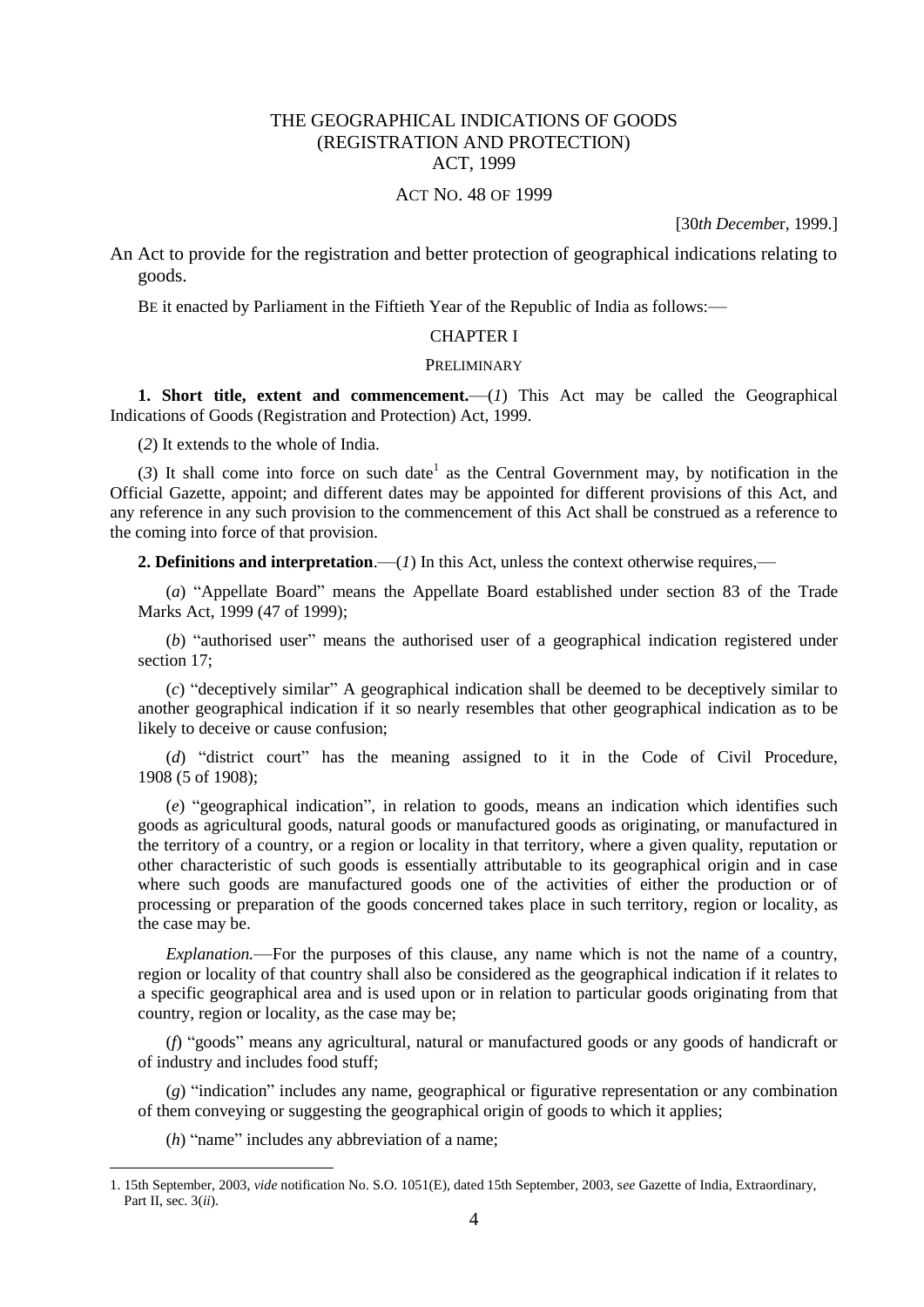# THE GEOGRAPHICAL INDICATIONS OF GOODS (REGISTRATION AND PROTECTION) ACT, 1999

ACT NO. 48 OF 1999

[30*th Decembe*r, 1999.]

An Act to provide for the registration and better protection of geographical indications relating to goods.

BE it enacted by Parliament in the Fiftieth Year of the Republic of India as follows:—

## CHAPTER I

### PRELIMINARY

**1. Short title, extent and commencement.**—(*1*) This Act may be called the Geographical Indications of Goods (Registration and Protection) Act, 1999.

(*2*) It extends to the whole of India.

(*3*) It shall come into force on such date[1] as the Central Government may, by notification in the Official Gazette, appoint; and different dates may be appointed for different provisions of this Act, and any reference in any such provision to the commencement of this Act shall be construed as a reference to the coming into force of that provision.

**2. Definitions and interpretation**.—(*1*) In this Act, unless the context otherwise requires,—

(*a*) "Appellate Board" means the Appellate Board established under section 83 of the Trade Marks Act, 1999 (47 of 1999);

(*b*) "authorised user" means the authorised user of a geographical indication registered under section 17;

(*c*) "deceptively similar" A geographical indication shall be deemed to be deceptively similar to another geographical indication if it so nearly resembles that other geographical indication as to be likely to deceive or cause confusion;

(*d*) "district court" has the meaning assigned to it in the Code of Civil Procedure, 1908 (5 of 1908);

(*e*) "geographical indication", in relation to goods, means an indication which identifies such goods as agricultural goods, natural goods or manufactured goods as originating, or manufactured in the territory of a country, or a region or locality in that territory, where a given quality, reputation or other characteristic of such goods is essentially attributable to its geographical origin and in case where such goods are manufactured goods one of the activities of either the production or of processing or preparation of the goods concerned takes place in such territory, region or locality, as the case may be.

*Explanation.*—For the purposes of this clause, any name which is not the name of a country, region or locality of that country shall also be considered as the geographical indication if it relates to a specific geographical area and is used upon or in relation to particular goods originating from that country, region or locality, as the case may be;

(*f*) "goods" means any agricultural, natural or manufactured goods or any goods of handicraft or of industry and includes food stuff;

(*g*) "indication" includes any name, geographical or figurative representation or any combination of them conveying or suggesting the geographical origin of goods to which it applies;

(*h*) "name" includes any abbreviation of a name;

---

1. 15th September, 2003, *vide* notification No. S.O. 1051(E), dated 15th September, 2003, s*ee* Gazette of India, Extraordinary, Part II, sec. 3(*ii*).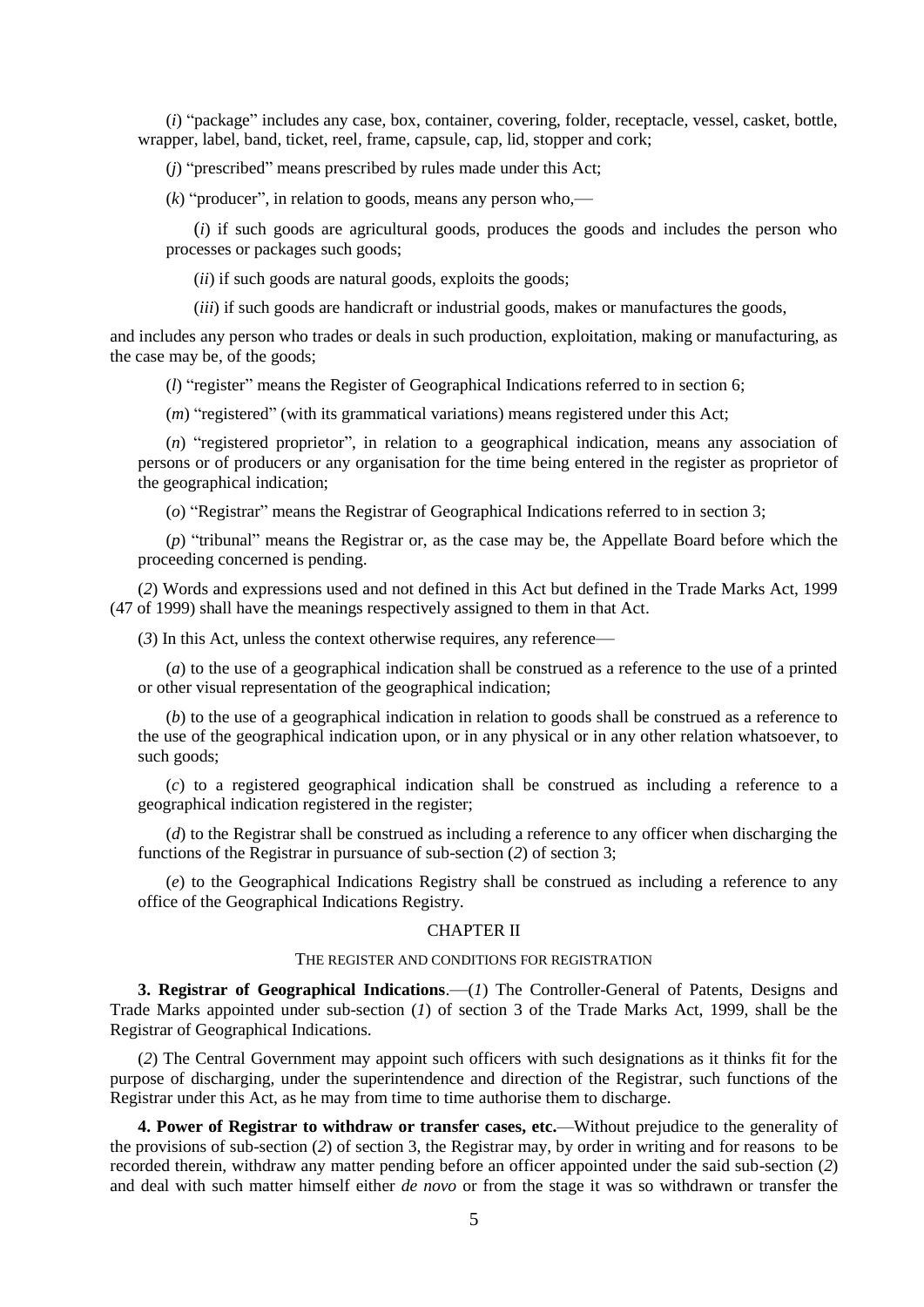(*i*) "package" includes any case, box, container, covering, folder, receptacle, vessel, casket, bottle, wrapper, label, band, ticket, reel, frame, capsule, cap, lid, stopper and cork;

(*j*) "prescribed" means prescribed by rules made under this Act;

(*k*) "producer", in relation to goods, means any person who,—

(*i*) if such goods are agricultural goods, produces the goods and includes the person who processes or packages such goods;

(*ii*) if such goods are natural goods, exploits the goods;

(*iii*) if such goods are handicraft or industrial goods, makes or manufactures the goods,

and includes any person who trades or deals in such production, exploitation, making or manufacturing, as the case may be, of the goods;

(*l*) "register" means the Register of Geographical Indications referred to in section 6;

(*m*) "registered" (with its grammatical variations) means registered under this Act;

(*n*) "registered proprietor", in relation to a geographical indication, means any association of persons or of producers or any organisation for the time being entered in the register as proprietor of the geographical indication;

(*o*) "Registrar" means the Registrar of Geographical Indications referred to in section 3;

(*p*) "tribunal" means the Registrar or, as the case may be, the Appellate Board before which the proceeding concerned is pending.

(*2*) Words and expressions used and not defined in this Act but defined in the Trade Marks Act, 1999 (47 of 1999) shall have the meanings respectively assigned to them in that Act.

(*3*) In this Act, unless the context otherwise requires, any reference—

(*a*) to the use of a geographical indication shall be construed as a reference to the use of a printed or other visual representation of the geographical indication;

(*b*) to the use of a geographical indication in relation to goods shall be construed as a reference to the use of the geographical indication upon, or in any physical or in any other relation whatsoever, to such goods;

(*c*) to a registered geographical indication shall be construed as including a reference to a geographical indication registered in the register;

(*d*) to the Registrar shall be construed as including a reference to any officer when discharging the functions of the Registrar in pursuance of sub-section (*2*) of section 3;

(*e*) to the Geographical Indications Registry shall be construed as including a reference to any office of the Geographical Indications Registry.

## CHAPTER II

### THE REGISTER AND CONDITIONS FOR REGISTRATION

**3. Registrar of Geographical Indications**.—(*1*) The Controller-General of Patents, Designs and Trade Marks appointed under sub-section (*1*) of section 3 of the Trade Marks Act, 1999, shall be the Registrar of Geographical Indications.

(*2*) The Central Government may appoint such officers with such designations as it thinks fit for the purpose of discharging, under the superintendence and direction of the Registrar, such functions of the Registrar under this Act, as he may from time to time authorise them to discharge.

**4. Power of Registrar to withdraw or transfer cases, etc.**—Without prejudice to the generality of the provisions of sub-section (*2*) of section 3, the Registrar may, by order in writing and for reasons to be recorded therein, withdraw any matter pending before an officer appointed under the said sub-section (*2*) and deal with such matter himself either *de novo* or from the stage it was so withdrawn or transfer the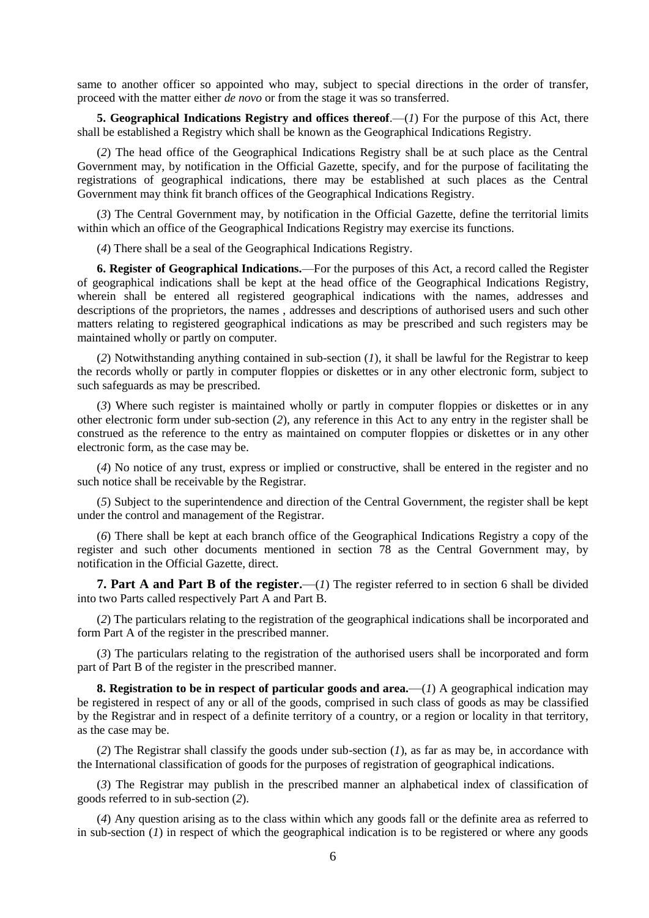same to another officer so appointed who may, subject to special directions in the order of transfer, proceed with the matter either *de novo* or from the stage it was so transferred.

**5. Geographical Indications Registry and offices thereof**.—(*1*) For the purpose of this Act, there shall be established a Registry which shall be known as the Geographical Indications Registry.

(*2*) The head office of the Geographical Indications Registry shall be at such place as the Central Government may, by notification in the Official Gazette, specify, and for the purpose of facilitating the registrations of geographical indications, there may be established at such places as the Central Government may think fit branch offices of the Geographical Indications Registry.

(*3*) The Central Government may, by notification in the Official Gazette, define the territorial limits within which an office of the Geographical Indications Registry may exercise its functions.

(*4*) There shall be a seal of the Geographical Indications Registry.

**6. Register of Geographical Indications.**—For the purposes of this Act, a record called the Register of geographical indications shall be kept at the head office of the Geographical Indications Registry, wherein shall be entered all registered geographical indications with the names, addresses and descriptions of the proprietors, the names , addresses and descriptions of authorised users and such other matters relating to registered geographical indications as may be prescribed and such registers may be maintained wholly or partly on computer.

(*2*) Notwithstanding anything contained in sub-section (*1*), it shall be lawful for the Registrar to keep the records wholly or partly in computer floppies or diskettes or in any other electronic form, subject to such safeguards as may be prescribed.

(*3*) Where such register is maintained wholly or partly in computer floppies or diskettes or in any other electronic form under sub-section (*2*), any reference in this Act to any entry in the register shall be construed as the reference to the entry as maintained on computer floppies or diskettes or in any other electronic form, as the case may be.

(*4*) No notice of any trust, express or implied or constructive, shall be entered in the register and no such notice shall be receivable by the Registrar.

(*5*) Subject to the superintendence and direction of the Central Government, the register shall be kept under the control and management of the Registrar.

(*6*) There shall be kept at each branch office of the Geographical Indications Registry a copy of the register and such other documents mentioned in section 78 as the Central Government may, by notification in the Official Gazette, direct.

**7. Part A and Part B of the register**.—(*1*) The register referred to in section 6 shall be divided into two Parts called respectively Part A and Part B.

(*2*) The particulars relating to the registration of the geographical indications shall be incorporated and form Part A of the register in the prescribed manner.

(*3*) The particulars relating to the registration of the authorised users shall be incorporated and form part of Part B of the register in the prescribed manner.

**8. Registration to be in respect of particular goods and area.**—(*1*) A geographical indication may be registered in respect of any or all of the goods, comprised in such class of goods as may be classified by the Registrar and in respect of a definite territory of a country, or a region or locality in that territory, as the case may be.

(*2*) The Registrar shall classify the goods under sub-section (*1*), as far as may be, in accordance with the International classification of goods for the purposes of registration of geographical indications.

(*3*) The Registrar may publish in the prescribed manner an alphabetical index of classification of goods referred to in sub-section (*2*).

(*4*) Any question arising as to the class within which any goods fall or the definite area as referred to in sub-section (*1*) in respect of which the geographical indication is to be registered or where any goods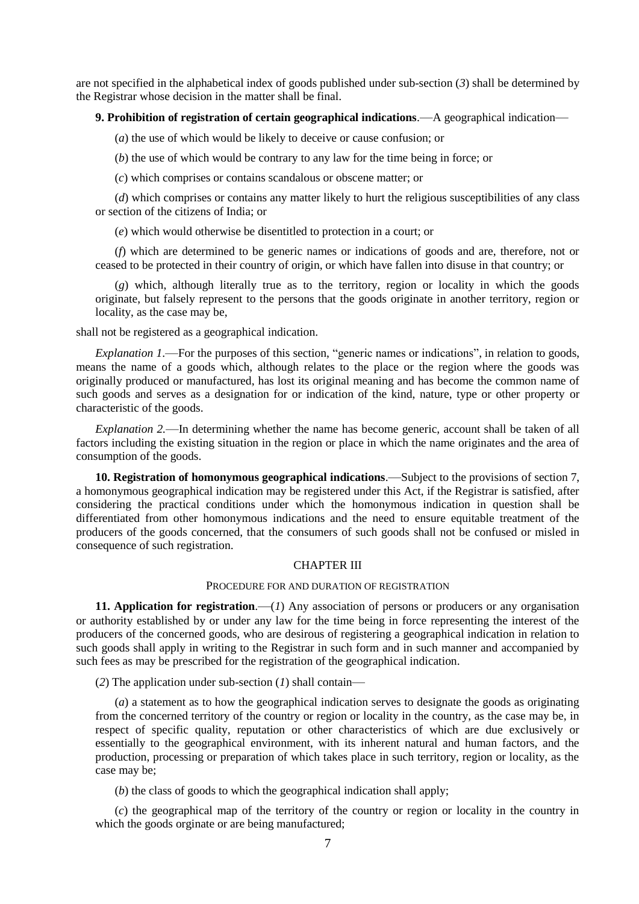are not specified in the alphabetical index of goods published under sub-section (*3*) shall be determined by the Registrar whose decision in the matter shall be final.

**9. Prohibition of registration of certain geographical indications**.—A geographical indication—

(*a*) the use of which would be likely to deceive or cause confusion; or

(*b*) the use of which would be contrary to any law for the time being in force; or

(*c*) which comprises or contains scandalous or obscene matter; or

(*d*) which comprises or contains any matter likely to hurt the religious susceptibilities of any class or section of the citizens of India; or

(*e*) which would otherwise be disentitled to protection in a court; or

(*f*) which are determined to be generic names or indications of goods and are, therefore, not or ceased to be protected in their country of origin, or which have fallen into disuse in that country; or

(*g*) which, although literally true as to the territory, region or locality in which the goods originate, but falsely represent to the persons that the goods originate in another territory, region or locality, as the case may be,

shall not be registered as a geographical indication.

*Explanation 1*.—For the purposes of this section, "generic names or indications", in relation to goods, means the name of a goods which, although relates to the place or the region where the goods was originally produced or manufactured, has lost its original meaning and has become the common name of such goods and serves as a designation for or indication of the kind, nature, type or other property or characteristic of the goods.

*Explanation 2.*—In determining whether the name has become generic, account shall be taken of all factors including the existing situation in the region or place in which the name originates and the area of consumption of the goods.

**10. Registration of homonymous geographical indications**.—Subject to the provisions of section 7, a homonymous geographical indication may be registered under this Act, if the Registrar is satisfied, after considering the practical conditions under which the homonymous indication in question shall be differentiated from other homonymous indications and the need to ensure equitable treatment of the producers of the goods concerned, that the consumers of such goods shall not be confused or misled in consequence of such registration.

## CHAPTER III

### PROCEDURE FOR AND DURATION OF REGISTRATION

**11. Application for registration**.—(*1*) Any association of persons or producers or any organisation or authority established by or under any law for the time being in force representing the interest of the producers of the concerned goods, who are desirous of registering a geographical indication in relation to such goods shall apply in writing to the Registrar in such form and in such manner and accompanied by such fees as may be prescribed for the registration of the geographical indication.

(*2*) The application under sub-section (*1*) shall contain—

(*a*) a statement as to how the geographical indication serves to designate the goods as originating from the concerned territory of the country or region or locality in the country, as the case may be, in respect of specific quality, reputation or other characteristics of which are due exclusively or essentially to the geographical environment, with its inherent natural and human factors, and the production, processing or preparation of which takes place in such territory, region or locality, as the case may be;

(*b*) the class of goods to which the geographical indication shall apply;

(*c*) the geographical map of the territory of the country or region or locality in the country in which the goods orginate or are being manufactured;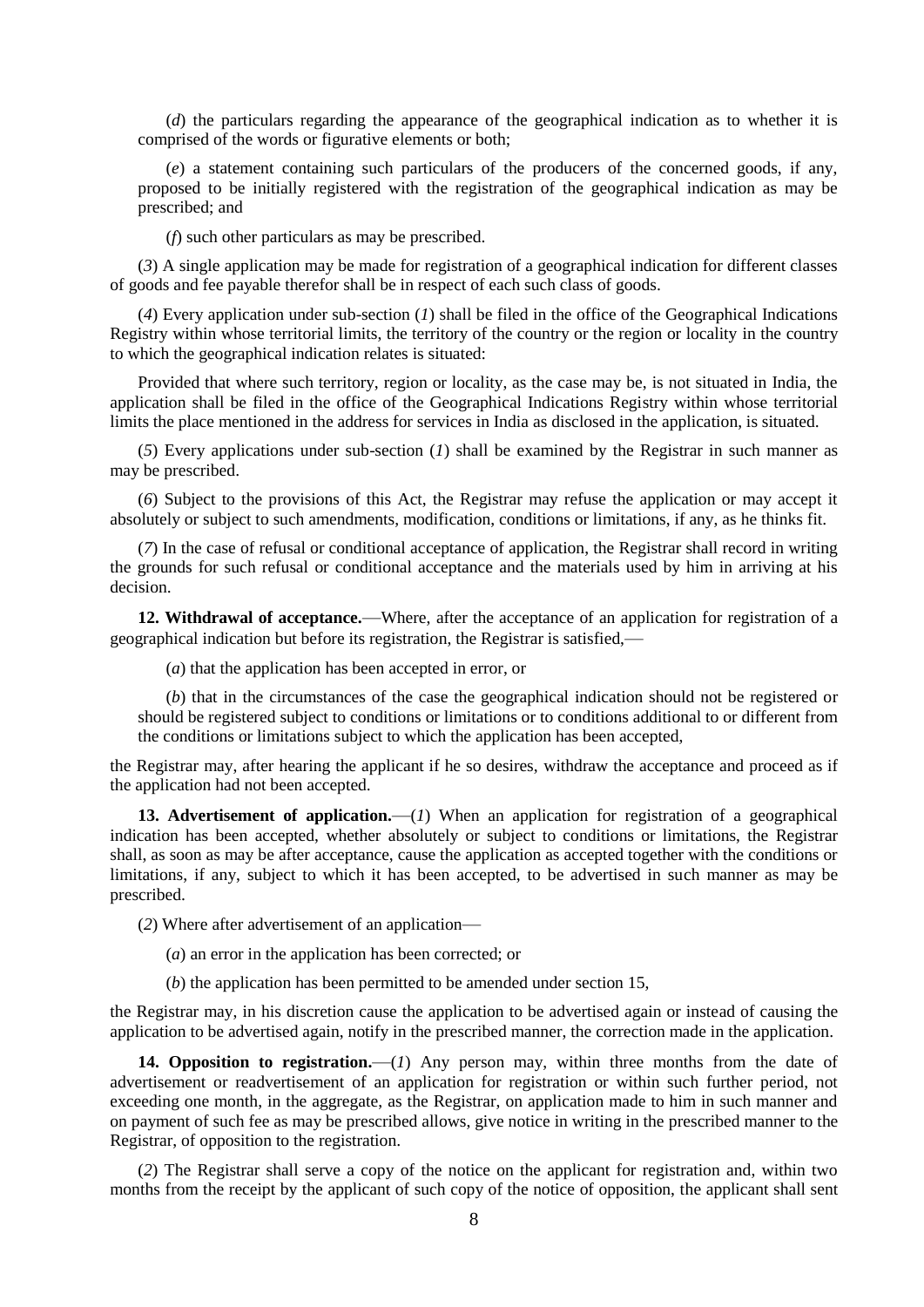(*d*) the particulars regarding the appearance of the geographical indication as to whether it is comprised of the words or figurative elements or both;

(*e*) a statement containing such particulars of the producers of the concerned goods, if any, proposed to be initially registered with the registration of the geographical indication as may be prescribed; and

(*f*) such other particulars as may be prescribed.

(*3*) A single application may be made for registration of a geographical indication for different classes of goods and fee payable therefor shall be in respect of each such class of goods.

(*4*) Every application under sub-section (*1*) shall be filed in the office of the Geographical Indications Registry within whose territorial limits, the territory of the country or the region or locality in the country to which the geographical indication relates is situated:

Provided that where such territory, region or locality, as the case may be, is not situated in India, the application shall be filed in the office of the Geographical Indications Registry within whose territorial limits the place mentioned in the address for services in India as disclosed in the application, is situated.

(*5*) Every applications under sub-section (*1*) shall be examined by the Registrar in such manner as may be prescribed.

(*6*) Subject to the provisions of this Act, the Registrar may refuse the application or may accept it absolutely or subject to such amendments, modification, conditions or limitations, if any, as he thinks fit.

(*7*) In the case of refusal or conditional acceptance of application, the Registrar shall record in writing the grounds for such refusal or conditional acceptance and the materials used by him in arriving at his decision.

**12. Withdrawal of acceptance.**—Where, after the acceptance of an application for registration of a geographical indication but before its registration, the Registrar is satisfied,—

(*a*) that the application has been accepted in error, or

(*b*) that in the circumstances of the case the geographical indication should not be registered or should be registered subject to conditions or limitations or to conditions additional to or different from the conditions or limitations subject to which the application has been accepted,

the Registrar may, after hearing the applicant if he so desires, withdraw the acceptance and proceed as if the application had not been accepted.

**13. Advertisement of application.**—(*1*) When an application for registration of a geographical indication has been accepted, whether absolutely or subject to conditions or limitations, the Registrar shall, as soon as may be after acceptance, cause the application as accepted together with the conditions or limitations, if any, subject to which it has been accepted, to be advertised in such manner as may be prescribed.

(*2*) Where after advertisement of an application—

(*a*) an error in the application has been corrected; or

(*b*) the application has been permitted to be amended under section 15,

the Registrar may, in his discretion cause the application to be advertised again or instead of causing the application to be advertised again, notify in the prescribed manner, the correction made in the application.

**14. Opposition to registration.**—(*1*) Any person may, within three months from the date of advertisement or readvertisement of an application for registration or within such further period, not exceeding one month, in the aggregate, as the Registrar, on application made to him in such manner and on payment of such fee as may be prescribed allows, give notice in writing in the prescribed manner to the Registrar, of opposition to the registration.

(*2*) The Registrar shall serve a copy of the notice on the applicant for registration and, within two months from the receipt by the applicant of such copy of the notice of opposition, the applicant shall sent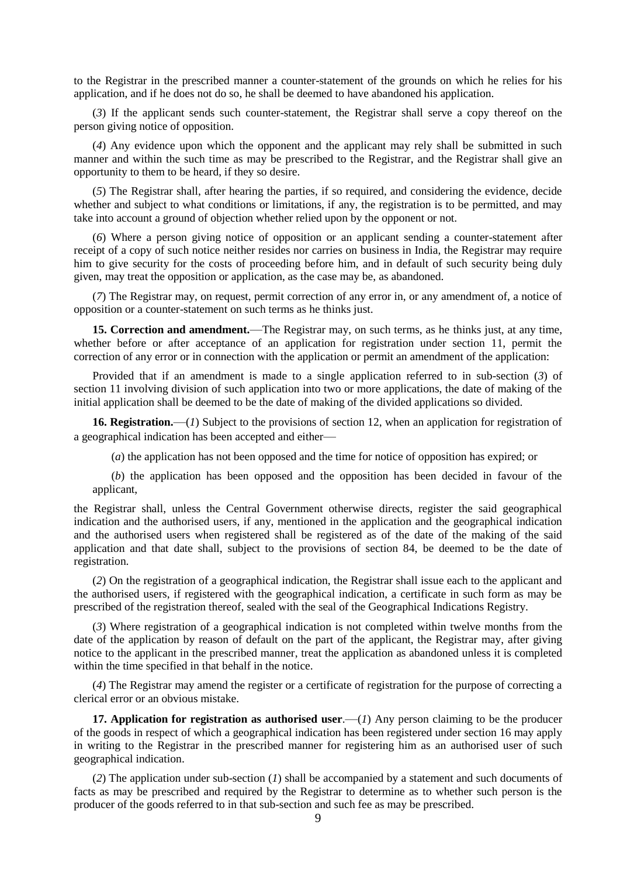to the Registrar in the prescribed manner a counter-statement of the grounds on which he relies for his application, and if he does not do so, he shall be deemed to have abandoned his application.

(*3*) If the applicant sends such counter-statement, the Registrar shall serve a copy thereof on the person giving notice of opposition.

(*4*) Any evidence upon which the opponent and the applicant may rely shall be submitted in such manner and within the such time as may be prescribed to the Registrar, and the Registrar shall give an opportunity to them to be heard, if they so desire.

(*5*) The Registrar shall, after hearing the parties, if so required, and considering the evidence, decide whether and subject to what conditions or limitations, if any, the registration is to be permitted, and may take into account a ground of objection whether relied upon by the opponent or not.

(*6*) Where a person giving notice of opposition or an applicant sending a counter-statement after receipt of a copy of such notice neither resides nor carries on business in India, the Registrar may require him to give security for the costs of proceeding before him, and in default of such security being duly given, may treat the opposition or application, as the case may be, as abandoned.

(*7*) The Registrar may, on request, permit correction of any error in, or any amendment of, a notice of opposition or a counter-statement on such terms as he thinks just.

**15. Correction and amendment.**—The Registrar may, on such terms, as he thinks just, at any time, whether before or after acceptance of an application for registration under section 11, permit the correction of any error or in connection with the application or permit an amendment of the application:

Provided that if an amendment is made to a single application referred to in sub-section (*3*) of section 11 involving division of such application into two or more applications, the date of making of the initial application shall be deemed to be the date of making of the divided applications so divided.

**16. Registration.**—(*1*) Subject to the provisions of section 12, when an application for registration of a geographical indication has been accepted and either—

(*a*) the application has not been opposed and the time for notice of opposition has expired; or

(*b*) the application has been opposed and the opposition has been decided in favour of the applicant,

the Registrar shall, unless the Central Government otherwise directs, register the said geographical indication and the authorised users, if any, mentioned in the application and the geographical indication and the authorised users when registered shall be registered as of the date of the making of the said application and that date shall, subject to the provisions of section 84, be deemed to be the date of registration.

(*2*) On the registration of a geographical indication, the Registrar shall issue each to the applicant and the authorised users, if registered with the geographical indication, a certificate in such form as may be prescribed of the registration thereof, sealed with the seal of the Geographical Indications Registry.

(*3*) Where registration of a geographical indication is not completed within twelve months from the date of the application by reason of default on the part of the applicant, the Registrar may, after giving notice to the applicant in the prescribed manner, treat the application as abandoned unless it is completed within the time specified in that behalf in the notice.

(*4*) The Registrar may amend the register or a certificate of registration for the purpose of correcting a clerical error or an obvious mistake.

**17. Application for registration as authorised user**.—(*1*) Any person claiming to be the producer of the goods in respect of which a geographical indication has been registered under section 16 may apply in writing to the Registrar in the prescribed manner for registering him as an authorised user of such geographical indication.

(*2*) The application under sub-section (*1*) shall be accompanied by a statement and such documents of facts as may be prescribed and required by the Registrar to determine as to whether such person is the producer of the goods referred to in that sub-section and such fee as may be prescribed.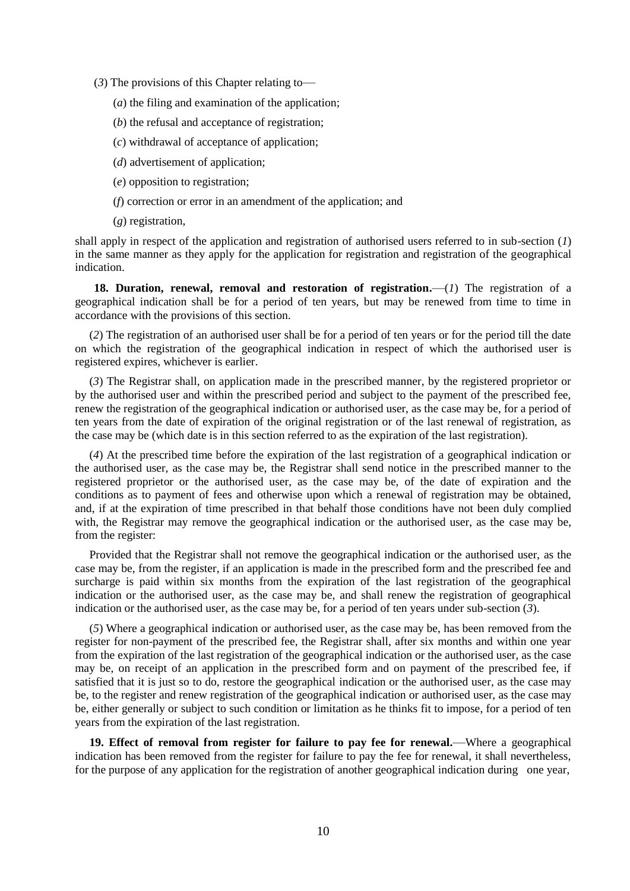(*3*) The provisions of this Chapter relating to—

(*a*) the filing and examination of the application;

(*b*) the refusal and acceptance of registration;

(*c*) withdrawal of acceptance of application;

(*d*) advertisement of application;

(*e*) opposition to registration;

(*f*) correction or error in an amendment of the application; and

(*g*) registration,

shall apply in respect of the application and registration of authorised users referred to in sub-section (*1*) in the same manner as they apply for the application for registration and registration of the geographical indication.

**18. Duration, renewal, removal and restoration of registration.**—(*1*) The registration of a geographical indication shall be for a period of ten years, but may be renewed from time to time in accordance with the provisions of this section.

(*2*) The registration of an authorised user shall be for a period of ten years or for the period till the date on which the registration of the geographical indication in respect of which the authorised user is registered expires, whichever is earlier.

(*3*) The Registrar shall, on application made in the prescribed manner, by the registered proprietor or by the authorised user and within the prescribed period and subject to the payment of the prescribed fee, renew the registration of the geographical indication or authorised user, as the case may be, for a period of ten years from the date of expiration of the original registration or of the last renewal of registration, as the case may be (which date is in this section referred to as the expiration of the last registration).

(*4*) At the prescribed time before the expiration of the last registration of a geographical indication or the authorised user, as the case may be, the Registrar shall send notice in the prescribed manner to the registered proprietor or the authorised user, as the case may be, of the date of expiration and the conditions as to payment of fees and otherwise upon which a renewal of registration may be obtained, and, if at the expiration of time prescribed in that behalf those conditions have not been duly complied with, the Registrar may remove the geographical indication or the authorised user, as the case may be, from the register:

Provided that the Registrar shall not remove the geographical indication or the authorised user, as the case may be, from the register, if an application is made in the prescribed form and the prescribed fee and surcharge is paid within six months from the expiration of the last registration of the geographical indication or the authorised user, as the case may be, and shall renew the registration of geographical indication or the authorised user, as the case may be, for a period of ten years under sub-section (*3*).

(*5*) Where a geographical indication or authorised user, as the case may be, has been removed from the register for non-payment of the prescribed fee, the Registrar shall, after six months and within one year from the expiration of the last registration of the geographical indication or the authorised user, as the case may be, on receipt of an application in the prescribed form and on payment of the prescribed fee, if satisfied that it is just so to do, restore the geographical indication or the authorised user, as the case may be, to the register and renew registration of the geographical indication or authorised user, as the case may be, either generally or subject to such condition or limitation as he thinks fit to impose, for a period of ten years from the expiration of the last registration.

**19. Effect of removal from register for failure to pay fee for renewal.**—Where a geographical indication has been removed from the register for failure to pay the fee for renewal, it shall nevertheless, for the purpose of any application for the registration of another geographical indication during one year,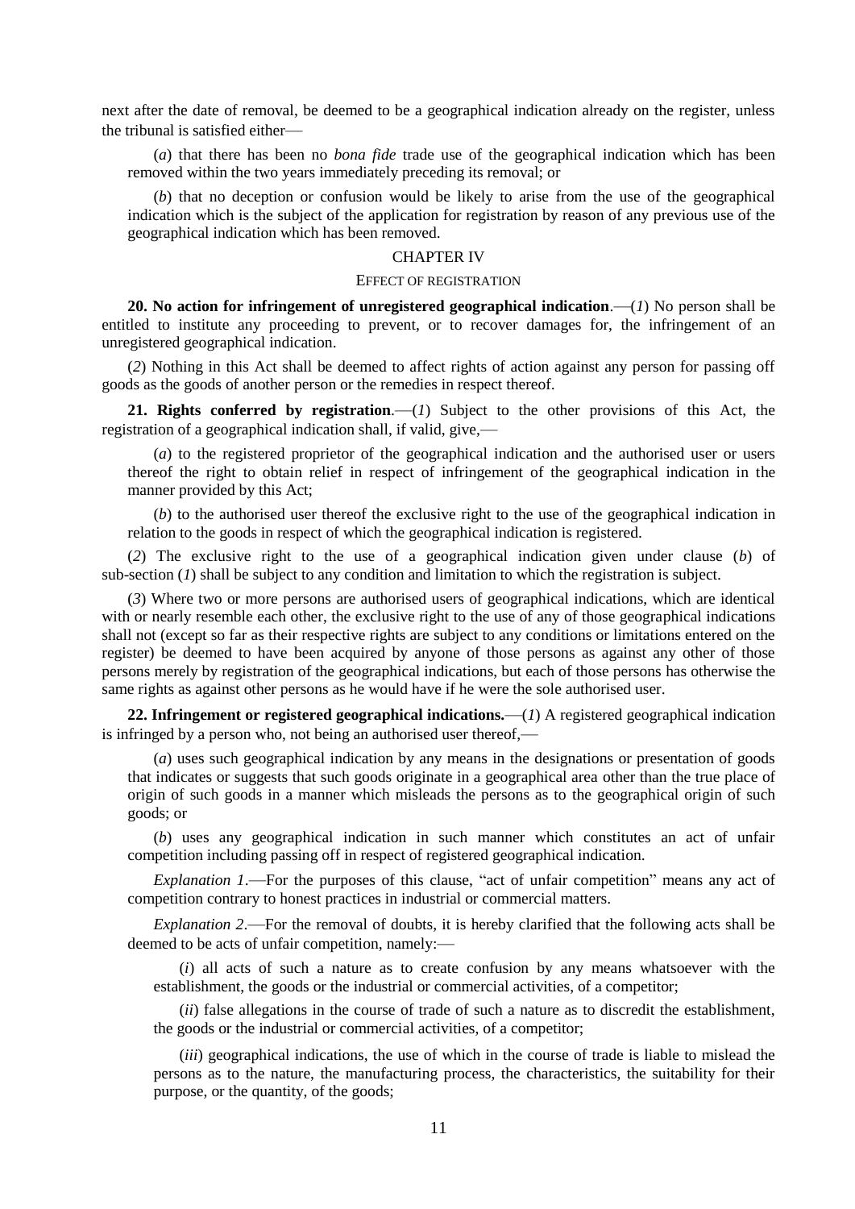next after the date of removal, be deemed to be a geographical indication already on the register, unless the tribunal is satisfied either—

(*a*) that there has been no *bona fide* trade use of the geographical indication which has been removed within the two years immediately preceding its removal; or

(*b*) that no deception or confusion would be likely to arise from the use of the geographical indication which is the subject of the application for registration by reason of any previous use of the geographical indication which has been removed.

## CHAPTER IV

### EFFECT OF REGISTRATION

**20. No action for infringement of unregistered geographical indication**.—(*1*) No person shall be entitled to institute any proceeding to prevent, or to recover damages for, the infringement of an unregistered geographical indication.

(*2*) Nothing in this Act shall be deemed to affect rights of action against any person for passing off goods as the goods of another person or the remedies in respect thereof.

**21. Rights conferred by registration**.—(*1*) Subject to the other provisions of this Act, the registration of a geographical indication shall, if valid, give,—

(*a*) to the registered proprietor of the geographical indication and the authorised user or users thereof the right to obtain relief in respect of infringement of the geographical indication in the manner provided by this Act;

(*b*) to the authorised user thereof the exclusive right to the use of the geographical indication in relation to the goods in respect of which the geographical indication is registered.

(*2*) The exclusive right to the use of a geographical indication given under clause (*b*) of sub-section (*1*) shall be subject to any condition and limitation to which the registration is subject.

(*3*) Where two or more persons are authorised users of geographical indications, which are identical with or nearly resemble each other, the exclusive right to the use of any of those geographical indications shall not (except so far as their respective rights are subject to any conditions or limitations entered on the register) be deemed to have been acquired by anyone of those persons as against any other of those persons merely by registration of the geographical indications, but each of those persons has otherwise the same rights as against other persons as he would have if he were the sole authorised user.

**22. Infringement or registered geographical indications.**—(*1*) A registered geographical indication is infringed by a person who, not being an authorised user thereof,—

(*a*) uses such geographical indication by any means in the designations or presentation of goods that indicates or suggests that such goods originate in a geographical area other than the true place of origin of such goods in a manner which misleads the persons as to the geographical origin of such goods; or

(*b*) uses any geographical indication in such manner which constitutes an act of unfair competition including passing off in respect of registered geographical indication.

*Explanation 1*.—For the purposes of this clause, "act of unfair competition" means any act of competition contrary to honest practices in industrial or commercial matters.

*Explanation 2*.—For the removal of doubts, it is hereby clarified that the following acts shall be deemed to be acts of unfair competition, namely:—

(*i*) all acts of such a nature as to create confusion by any means whatsoever with the establishment, the goods or the industrial or commercial activities, of a competitor;

(*ii*) false allegations in the course of trade of such a nature as to discredit the establishment, the goods or the industrial or commercial activities, of a competitor;

(*iii*) geographical indications, the use of which in the course of trade is liable to mislead the persons as to the nature, the manufacturing process, the characteristics, the suitability for their purpose, or the quantity, of the goods;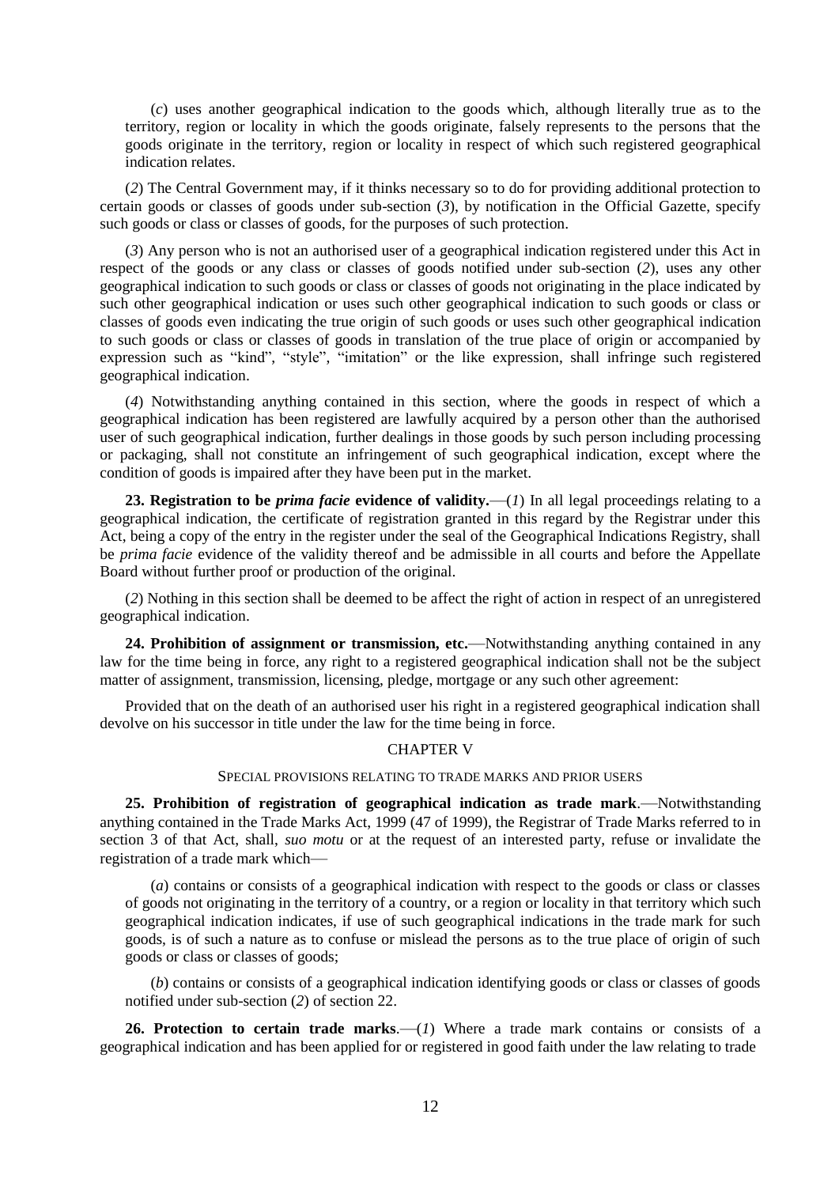(*c*) uses another geographical indication to the goods which, although literally true as to the territory, region or locality in which the goods originate, falsely represents to the persons that the goods originate in the territory, region or locality in respect of which such registered geographical indication relates.

(*2*) The Central Government may, if it thinks necessary so to do for providing additional protection to certain goods or classes of goods under sub-section (*3*), by notification in the Official Gazette, specify such goods or class or classes of goods, for the purposes of such protection.

(*3*) Any person who is not an authorised user of a geographical indication registered under this Act in respect of the goods or any class or classes of goods notified under sub-section (*2*), uses any other geographical indication to such goods or class or classes of goods not originating in the place indicated by such other geographical indication or uses such other geographical indication to such goods or class or classes of goods even indicating the true origin of such goods or uses such other geographical indication to such goods or class or classes of goods in translation of the true place of origin or accompanied by expression such as "kind", "style", "imitation" or the like expression, shall infringe such registered geographical indication.

(*4*) Notwithstanding anything contained in this section, where the goods in respect of which a geographical indication has been registered are lawfully acquired by a person other than the authorised user of such geographical indication, further dealings in those goods by such person including processing or packaging, shall not constitute an infringement of such geographical indication, except where the condition of goods is impaired after they have been put in the market.

**23. Registration to be *prima facie* evidence of validity.**—(*1*) In all legal proceedings relating to a geographical indication, the certificate of registration granted in this regard by the Registrar under this Act, being a copy of the entry in the register under the seal of the Geographical Indications Registry, shall be *prima facie* evidence of the validity thereof and be admissible in all courts and before the Appellate Board without further proof or production of the original.

(*2*) Nothing in this section shall be deemed to be affect the right of action in respect of an unregistered geographical indication.

**24. Prohibition of assignment or transmission, etc.**—Notwithstanding anything contained in any law for the time being in force, any right to a registered geographical indication shall not be the subject matter of assignment, transmission, licensing, pledge, mortgage or any such other agreement:

Provided that on the death of an authorised user his right in a registered geographical indication shall devolve on his successor in title under the law for the time being in force.

## CHAPTER V

### SPECIAL PROVISIONS RELATING TO TRADE MARKS AND PRIOR USERS

**25. Prohibition of registration of geographical indication as trade mark**.—Notwithstanding anything contained in the Trade Marks Act, 1999 (47 of 1999), the Registrar of Trade Marks referred to in section 3 of that Act, shall, *suo motu* or at the request of an interested party, refuse or invalidate the registration of a trade mark which—

(*a*) contains or consists of a geographical indication with respect to the goods or class or classes of goods not originating in the territory of a country, or a region or locality in that territory which such geographical indication indicates, if use of such geographical indications in the trade mark for such goods, is of such a nature as to confuse or mislead the persons as to the true place of origin of such goods or class or classes of goods;

(*b*) contains or consists of a geographical indication identifying goods or class or classes of goods notified under sub-section (*2*) of section 22.

**26. Protection to certain trade marks**.—(*1*) Where a trade mark contains or consists of a geographical indication and has been applied for or registered in good faith under the law relating to trade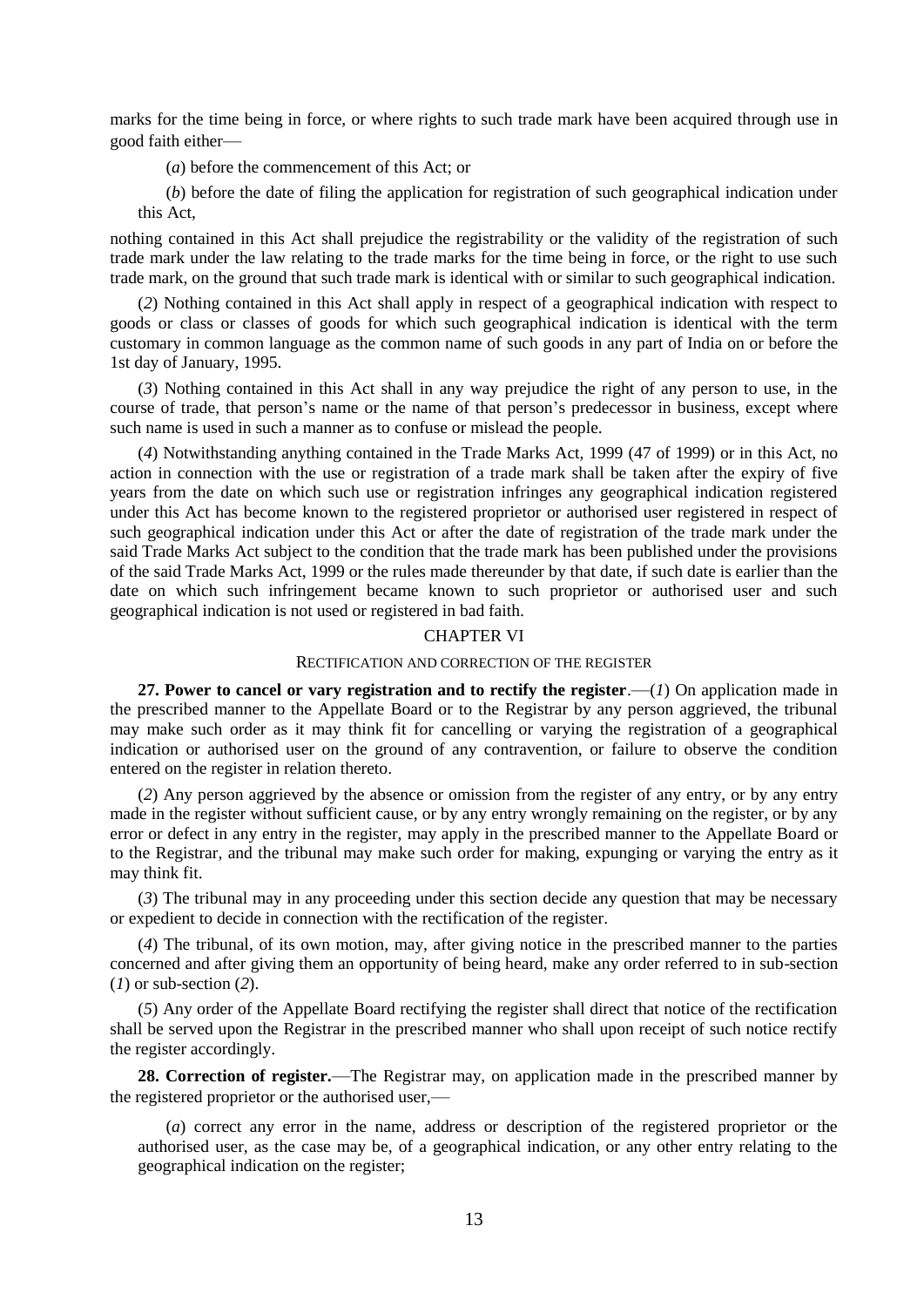marks for the time being in force, or where rights to such trade mark have been acquired through use in good faith either—

(*a*) before the commencement of this Act; or

(*b*) before the date of filing the application for registration of such geographical indication under this Act,

nothing contained in this Act shall prejudice the registrability or the validity of the registration of such trade mark under the law relating to the trade marks for the time being in force, or the right to use such trade mark, on the ground that such trade mark is identical with or similar to such geographical indication.

(*2*) Nothing contained in this Act shall apply in respect of a geographical indication with respect to goods or class or classes of goods for which such geographical indication is identical with the term customary in common language as the common name of such goods in any part of India on or before the 1st day of January, 1995.

(*3*) Nothing contained in this Act shall in any way prejudice the right of any person to use, in the course of trade, that person's name or the name of that person's predecessor in business, except where such name is used in such a manner as to confuse or mislead the people.

(*4*) Notwithstanding anything contained in the Trade Marks Act, 1999 (47 of 1999) or in this Act, no action in connection with the use or registration of a trade mark shall be taken after the expiry of five years from the date on which such use or registration infringes any geographical indication registered under this Act has become known to the registered proprietor or authorised user registered in respect of such geographical indication under this Act or after the date of registration of the trade mark under the said Trade Marks Act subject to the condition that the trade mark has been published under the provisions of the said Trade Marks Act, 1999 or the rules made thereunder by that date, if such date is earlier than the date on which such infringement became known to such proprietor or authorised user and such geographical indication is not used or registered in bad faith.

## CHAPTER VI

### RECTIFICATION AND CORRECTION OF THE REGISTER

**27. Power to cancel or vary registration and to rectify the register**.—(*1*) On application made in the prescribed manner to the Appellate Board or to the Registrar by any person aggrieved, the tribunal may make such order as it may think fit for cancelling or varying the registration of a geographical indication or authorised user on the ground of any contravention, or failure to observe the condition entered on the register in relation thereto.

(*2*) Any person aggrieved by the absence or omission from the register of any entry, or by any entry made in the register without sufficient cause, or by any entry wrongly remaining on the register, or by any error or defect in any entry in the register, may apply in the prescribed manner to the Appellate Board or to the Registrar, and the tribunal may make such order for making, expunging or varying the entry as it may think fit.

(*3*) The tribunal may in any proceeding under this section decide any question that may be necessary or expedient to decide in connection with the rectification of the register.

(*4*) The tribunal, of its own motion, may, after giving notice in the prescribed manner to the parties concerned and after giving them an opportunity of being heard, make any order referred to in sub-section (*1*) or sub-section (*2*).

(*5*) Any order of the Appellate Board rectifying the register shall direct that notice of the rectification shall be served upon the Registrar in the prescribed manner who shall upon receipt of such notice rectify the register accordingly.

**28. Correction of register.**—The Registrar may, on application made in the prescribed manner by the registered proprietor or the authorised user,—

(*a*) correct any error in the name, address or description of the registered proprietor or the authorised user, as the case may be, of a geographical indication, or any other entry relating to the geographical indication on the register;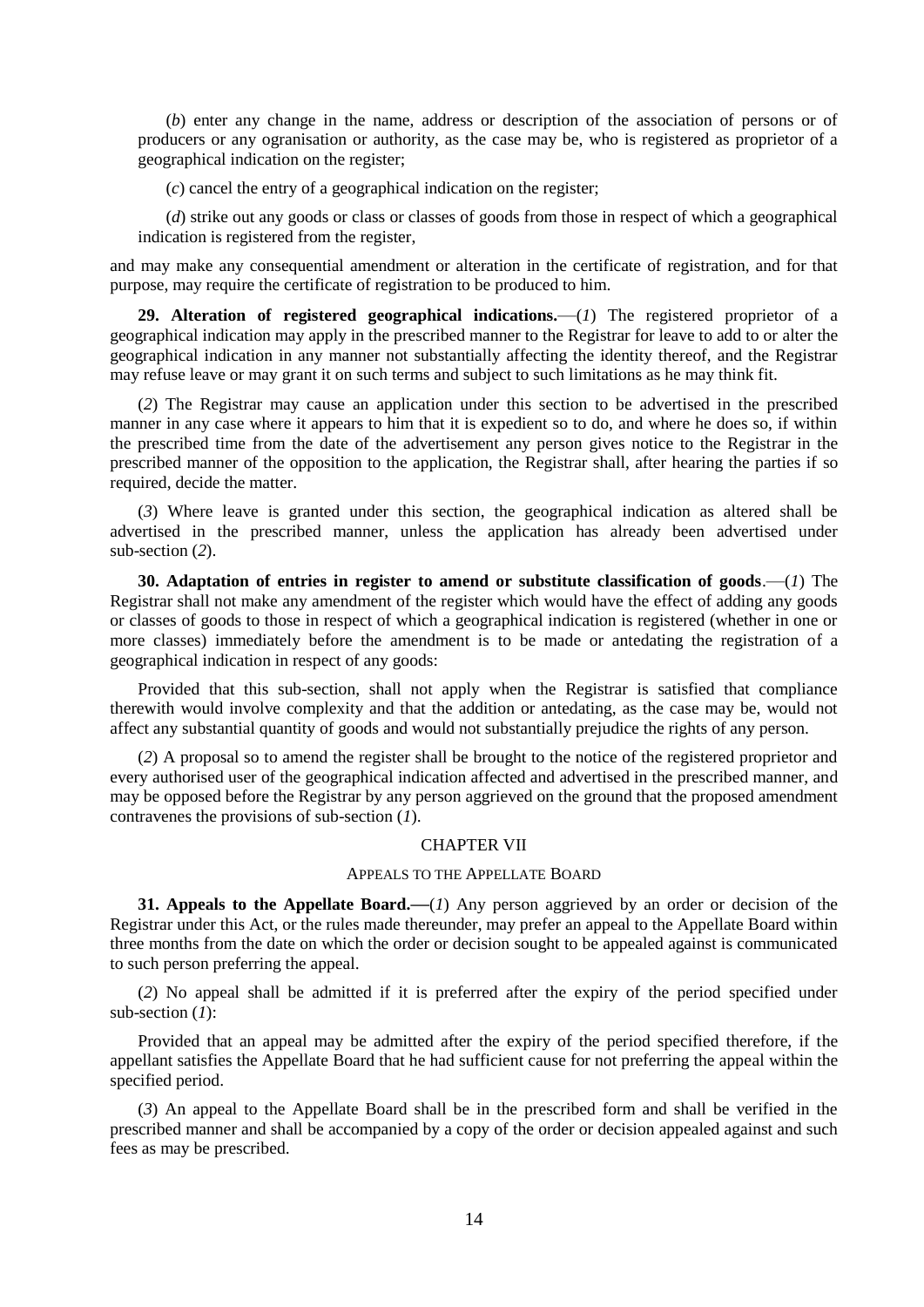(*b*) enter any change in the name, address or description of the association of persons or of producers or any ogranisation or authority, as the case may be, who is registered as proprietor of a geographical indication on the register;

(*c*) cancel the entry of a geographical indication on the register;

(*d*) strike out any goods or class or classes of goods from those in respect of which a geographical indication is registered from the register,

and may make any consequential amendment or alteration in the certificate of registration, and for that purpose, may require the certificate of registration to be produced to him.

**29. Alteration of registered geographical indications.**—(*1*) The registered proprietor of a geographical indication may apply in the prescribed manner to the Registrar for leave to add to or alter the geographical indication in any manner not substantially affecting the identity thereof, and the Registrar may refuse leave or may grant it on such terms and subject to such limitations as he may think fit.

(*2*) The Registrar may cause an application under this section to be advertised in the prescribed manner in any case where it appears to him that it is expedient so to do, and where he does so, if within the prescribed time from the date of the advertisement any person gives notice to the Registrar in the prescribed manner of the opposition to the application, the Registrar shall, after hearing the parties if so required, decide the matter.

(*3*) Where leave is granted under this section, the geographical indication as altered shall be advertised in the prescribed manner, unless the application has already been advertised under sub-section (*2*).

**30. Adaptation of entries in register to amend or substitute classification of goods**.—(*1*) The Registrar shall not make any amendment of the register which would have the effect of adding any goods or classes of goods to those in respect of which a geographical indication is registered (whether in one or more classes) immediately before the amendment is to be made or antedating the registration of a geographical indication in respect of any goods:

Provided that this sub-section, shall not apply when the Registrar is satisfied that compliance therewith would involve complexity and that the addition or antedating, as the case may be, would not affect any substantial quantity of goods and would not substantially prejudice the rights of any person.

(*2*) A proposal so to amend the register shall be brought to the notice of the registered proprietor and every authorised user of the geographical indication affected and advertised in the prescribed manner, and may be opposed before the Registrar by any person aggrieved on the ground that the proposed amendment contravenes the provisions of sub-section (*1*).

## CHAPTER VII

### APPEALS TO THE APPELLATE BOARD

**31. Appeals to the Appellate Board.—**(*1*) Any person aggrieved by an order or decision of the Registrar under this Act, or the rules made thereunder, may prefer an appeal to the Appellate Board within three months from the date on which the order or decision sought to be appealed against is communicated to such person preferring the appeal.

(*2*) No appeal shall be admitted if it is preferred after the expiry of the period specified under sub-section (*1*):

Provided that an appeal may be admitted after the expiry of the period specified therefore, if the appellant satisfies the Appellate Board that he had sufficient cause for not preferring the appeal within the specified period.

(*3*) An appeal to the Appellate Board shall be in the prescribed form and shall be verified in the prescribed manner and shall be accompanied by a copy of the order or decision appealed against and such fees as may be prescribed.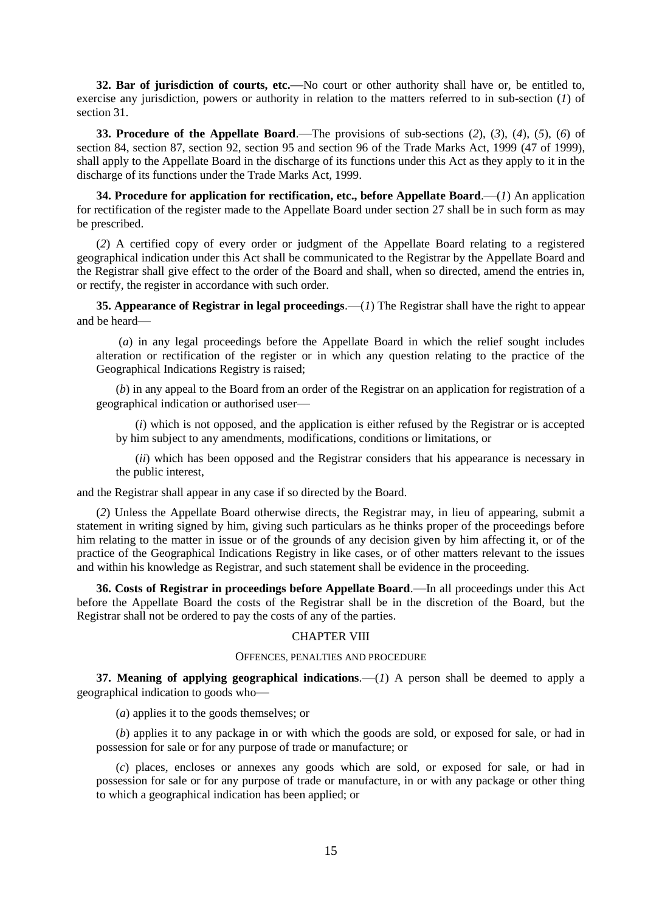**32. Bar of jurisdiction of courts, etc.—**No court or other authority shall have or, be entitled to, exercise any jurisdiction, powers or authority in relation to the matters referred to in sub-section (*1*) of section 31.

**33. Procedure of the Appellate Board**.—The provisions of sub-sections (*2*), (*3*), (*4*), (*5*), (*6*) of section 84, section 87, section 92, section 95 and section 96 of the Trade Marks Act, 1999 (47 of 1999), shall apply to the Appellate Board in the discharge of its functions under this Act as they apply to it in the discharge of its functions under the Trade Marks Act, 1999.

**34. Procedure for application for rectification, etc., before Appellate Board**.—(*1*) An application for rectification of the register made to the Appellate Board under section 27 shall be in such form as may be prescribed.

(*2*) A certified copy of every order or judgment of the Appellate Board relating to a registered geographical indication under this Act shall be communicated to the Registrar by the Appellate Board and the Registrar shall give effect to the order of the Board and shall, when so directed, amend the entries in, or rectify, the register in accordance with such order.

**35. Appearance of Registrar in legal proceedings**.—(*1*) The Registrar shall have the right to appear and be heard—

(*a*) in any legal proceedings before the Appellate Board in which the relief sought includes alteration or rectification of the register or in which any question relating to the practice of the Geographical Indications Registry is raised;

(*b*) in any appeal to the Board from an order of the Registrar on an application for registration of a geographical indication or authorised user—

(*i*) which is not opposed, and the application is either refused by the Registrar or is accepted by him subject to any amendments, modifications, conditions or limitations, or

(*ii*) which has been opposed and the Registrar considers that his appearance is necessary in the public interest,

and the Registrar shall appear in any case if so directed by the Board.

(*2*) Unless the Appellate Board otherwise directs, the Registrar may, in lieu of appearing, submit a statement in writing signed by him, giving such particulars as he thinks proper of the proceedings before him relating to the matter in issue or of the grounds of any decision given by him affecting it, or of the practice of the Geographical Indications Registry in like cases, or of other matters relevant to the issues and within his knowledge as Registrar, and such statement shall be evidence in the proceeding.

**36. Costs of Registrar in proceedings before Appellate Board**.—In all proceedings under this Act before the Appellate Board the costs of the Registrar shall be in the discretion of the Board, but the Registrar shall not be ordered to pay the costs of any of the parties.

## CHAPTER VIII

### OFFENCES, PENALTIES AND PROCEDURE

**37. Meaning of applying geographical indications**.—(*1*) A person shall be deemed to apply a geographical indication to goods who—

(*a*) applies it to the goods themselves; or

(*b*) applies it to any package in or with which the goods are sold, or exposed for sale, or had in possession for sale or for any purpose of trade or manufacture; or

(*c*) places, encloses or annexes any goods which are sold, or exposed for sale, or had in possession for sale or for any purpose of trade or manufacture, in or with any package or other thing to which a geographical indication has been applied; or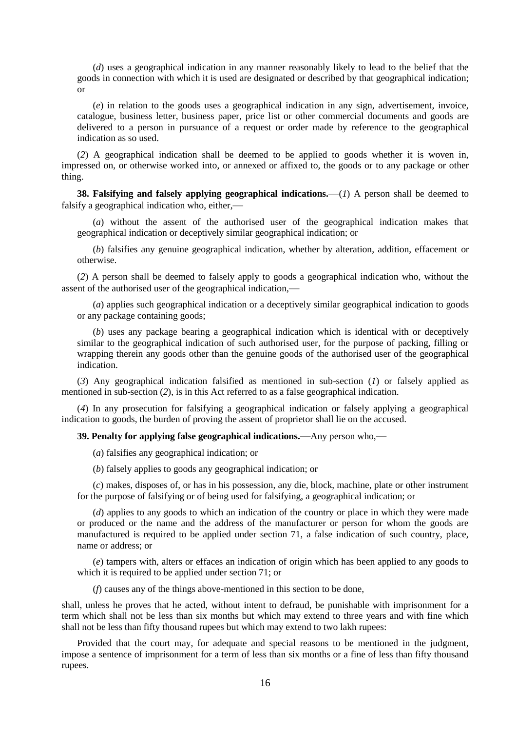(*d*) uses a geographical indication in any manner reasonably likely to lead to the belief that the goods in connection with which it is used are designated or described by that geographical indication; or

(*e*) in relation to the goods uses a geographical indication in any sign, advertisement, invoice, catalogue, business letter, business paper, price list or other commercial documents and goods are delivered to a person in pursuance of a request or order made by reference to the geographical indication as so used.

(*2*) A geographical indication shall be deemed to be applied to goods whether it is woven in, impressed on, or otherwise worked into, or annexed or affixed to, the goods or to any package or other thing.

**38. Falsifying and falsely applying geographical indications.**—(*1*) A person shall be deemed to falsify a geographical indication who, either,—

(*a*) without the assent of the authorised user of the geographical indication makes that geographical indication or deceptively similar geographical indication; or

(*b*) falsifies any genuine geographical indication, whether by alteration, addition, effacement or otherwise.

(*2*) A person shall be deemed to falsely apply to goods a geographical indication who, without the assent of the authorised user of the geographical indication,—

(*a*) applies such geographical indication or a deceptively similar geographical indication to goods or any package containing goods;

(*b*) uses any package bearing a geographical indication which is identical with or deceptively similar to the geographical indication of such authorised user, for the purpose of packing, filling or wrapping therein any goods other than the genuine goods of the authorised user of the geographical indication.

(*3*) Any geographical indication falsified as mentioned in sub-section (*1*) or falsely applied as mentioned in sub-section (*2*), is in this Act referred to as a false geographical indication.

(*4*) In any prosecution for falsifying a geographical indication or falsely applying a geographical indication to goods, the burden of proving the assent of proprietor shall lie on the accused.

**39. Penalty for applying false geographical indications.**—Any person who,—

(*a*) falsifies any geographical indication; or

(*b*) falsely applies to goods any geographical indication; or

(*c*) makes, disposes of, or has in his possession, any die, block, machine, plate or other instrument for the purpose of falsifying or of being used for falsifying, a geographical indication; or

(*d*) applies to any goods to which an indication of the country or place in which they were made or produced or the name and the address of the manufacturer or person for whom the goods are manufactured is required to be applied under section 71, a false indication of such country, place, name or address; or

(*e*) tampers with, alters or effaces an indication of origin which has been applied to any goods to which it is required to be applied under section 71; or

(*f*) causes any of the things above-mentioned in this section to be done,

shall, unless he proves that he acted, without intent to defraud, be punishable with imprisonment for a term which shall not be less than six months but which may extend to three years and with fine which shall not be less than fifty thousand rupees but which may extend to two lakh rupees:

Provided that the court may, for adequate and special reasons to be mentioned in the judgment, impose a sentence of imprisonment for a term of less than six months or a fine of less than fifty thousand rupees.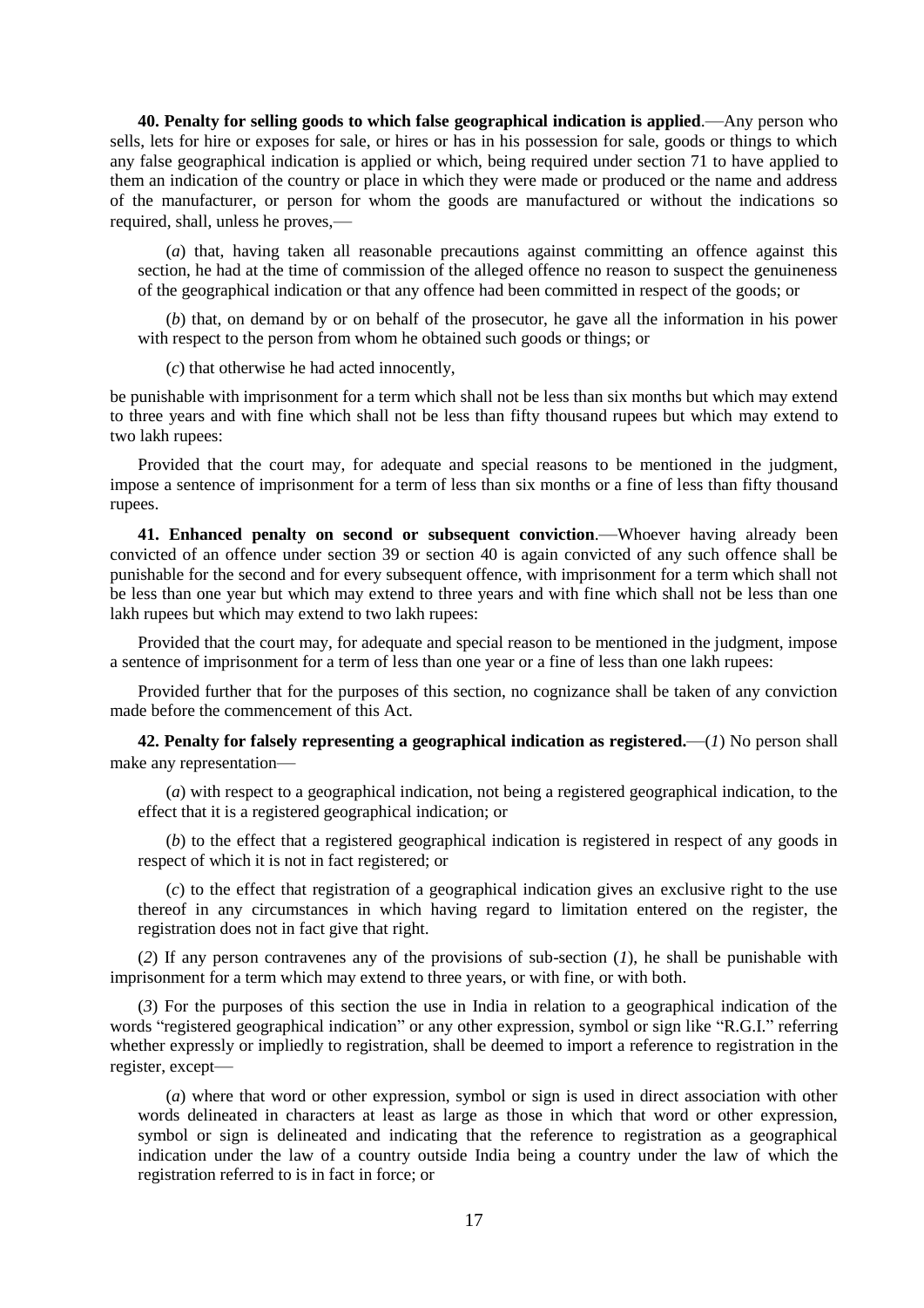**40. Penalty for selling goods to which false geographical indication is applied**.––Any person who sells, lets for hire or exposes for sale, or hires or has in his possession for sale, goods or things to which any false geographical indication is applied or which, being required under section 71 to have applied to them an indication of the country or place in which they were made or produced or the name and address of the manufacturer, or person for whom the goods are manufactured or without the indications so required, shall, unless he proves,––

(*a*) that, having taken all reasonable precautions against committing an offence against this section, he had at the time of commission of the alleged offence no reason to suspect the genuineness of the geographical indication or that any offence had been committed in respect of the goods; or

(*b*) that, on demand by or on behalf of the prosecutor, he gave all the information in his power with respect to the person from whom he obtained such goods or things; or

(*c*) that otherwise he had acted innocently,

be punishable with imprisonment for a term which shall not be less than six months but which may extend to three years and with fine which shall not be less than fifty thousand rupees but which may extend to two lakh rupees:

Provided that the court may, for adequate and special reasons to be mentioned in the judgment, impose a sentence of imprisonment for a term of less than six months or a fine of less than fifty thousand rupees.

**41. Enhanced penalty on second or subsequent conviction**.––Whoever having already been convicted of an offence under section 39 or section 40 is again convicted of any such offence shall be punishable for the second and for every subsequent offence, with imprisonment for a term which shall not be less than one year but which may extend to three years and with fine which shall not be less than one lakh rupees but which may extend to two lakh rupees:

Provided that the court may, for adequate and special reason to be mentioned in the judgment, impose a sentence of imprisonment for a term of less than one year or a fine of less than one lakh rupees:

Provided further that for the purposes of this section, no cognizance shall be taken of any conviction made before the commencement of this Act.

**42. Penalty for falsely representing a geographical indication as registered.**––(*1*) No person shall make any representation––

(*a*) with respect to a geographical indication, not being a registered geographical indication, to the effect that it is a registered geographical indication; or

(*b*) to the effect that a registered geographical indication is registered in respect of any goods in respect of which it is not in fact registered; or

(*c*) to the effect that registration of a geographical indication gives an exclusive right to the use thereof in any circumstances in which having regard to limitation entered on the register, the registration does not in fact give that right.

(*2*) If any person contravenes any of the provisions of sub-section (*1*), he shall be punishable with imprisonment for a term which may extend to three years, or with fine, or with both.

(*3*) For the purposes of this section the use in India in relation to a geographical indication of the words "registered geographical indication" or any other expression, symbol or sign like "R.G.I." referring whether expressly or impliedly to registration, shall be deemed to import a reference to registration in the register, except––

(*a*) where that word or other expression, symbol or sign is used in direct association with other words delineated in characters at least as large as those in which that word or other expression, symbol or sign is delineated and indicating that the reference to registration as a geographical indication under the law of a country outside India being a country under the law of which the registration referred to is in fact in force; or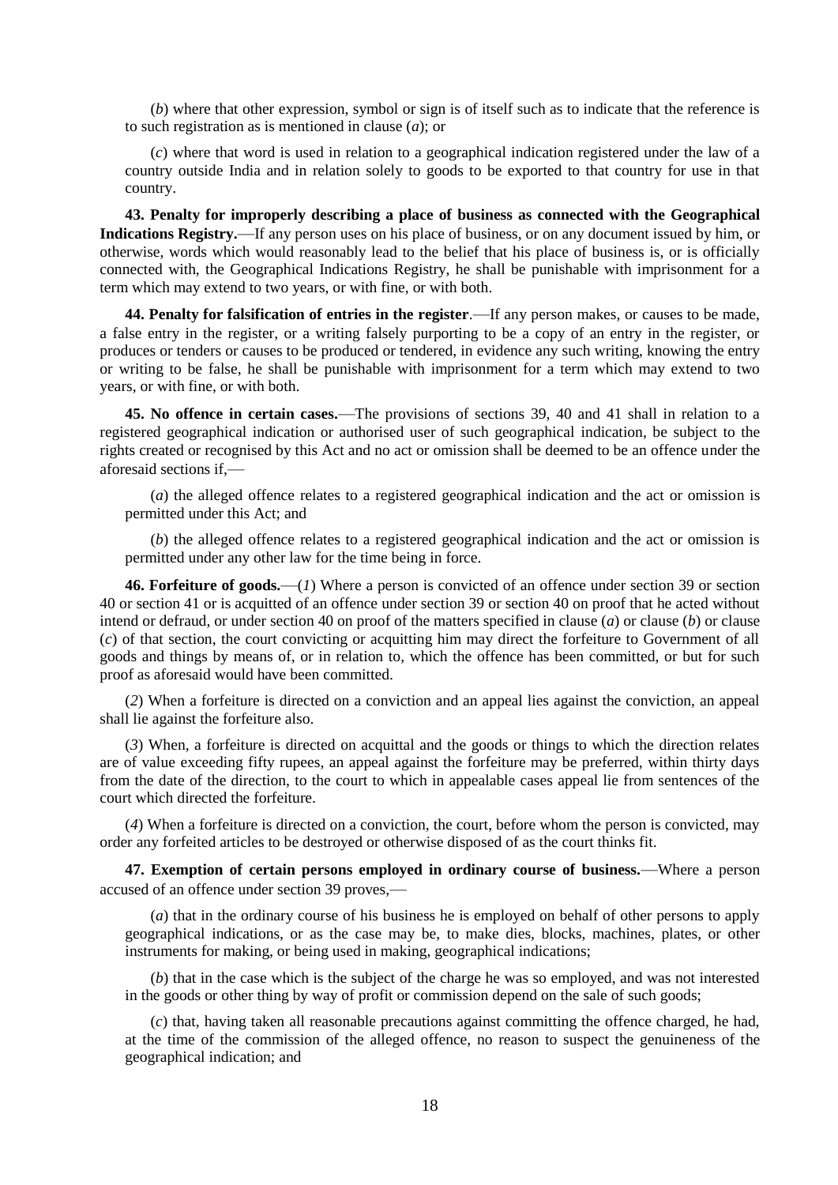(*b*) where that other expression, symbol or sign is of itself such as to indicate that the reference is to such registration as is mentioned in clause (*a*); or

(*c*) where that word is used in relation to a geographical indication registered under the law of a country outside India and in relation solely to goods to be exported to that country for use in that country.

**43. Penalty for improperly describing a place of business as connected with the Geographical Indications Registry.**—If any person uses on his place of business, or on any document issued by him, or otherwise, words which would reasonably lead to the belief that his place of business is, or is officially connected with, the Geographical Indications Registry, he shall be punishable with imprisonment for a term which may extend to two years, or with fine, or with both.

**44. Penalty for falsification of entries in the register**.—If any person makes, or causes to be made, a false entry in the register, or a writing falsely purporting to be a copy of an entry in the register, or produces or tenders or causes to be produced or tendered, in evidence any such writing, knowing the entry or writing to be false, he shall be punishable with imprisonment for a term which may extend to two years, or with fine, or with both.

**45. No offence in certain cases.**—The provisions of sections 39, 40 and 41 shall in relation to a registered geographical indication or authorised user of such geographical indication, be subject to the rights created or recognised by this Act and no act or omission shall be deemed to be an offence under the aforesaid sections if,—

(*a*) the alleged offence relates to a registered geographical indication and the act or omission is permitted under this Act; and

(*b*) the alleged offence relates to a registered geographical indication and the act or omission is permitted under any other law for the time being in force.

**46. Forfeiture of goods.**—(*1*) Where a person is convicted of an offence under section 39 or section 40 or section 41 or is acquitted of an offence under section 39 or section 40 on proof that he acted without intend or defraud, or under section 40 on proof of the matters specified in clause (*a*) or clause (*b*) or clause (*c*) of that section, the court convicting or acquitting him may direct the forfeiture to Government of all goods and things by means of, or in relation to, which the offence has been committed, or but for such proof as aforesaid would have been committed.

(*2*) When a forfeiture is directed on a conviction and an appeal lies against the conviction, an appeal shall lie against the forfeiture also.

(*3*) When, a forfeiture is directed on acquittal and the goods or things to which the direction relates are of value exceeding fifty rupees, an appeal against the forfeiture may be preferred, within thirty days from the date of the direction, to the court to which in appealable cases appeal lie from sentences of the court which directed the forfeiture.

(*4*) When a forfeiture is directed on a conviction, the court, before whom the person is convicted, may order any forfeited articles to be destroyed or otherwise disposed of as the court thinks fit.

**47. Exemption of certain persons employed in ordinary course of business.**—Where a person accused of an offence under section 39 proves,—

(*a*) that in the ordinary course of his business he is employed on behalf of other persons to apply geographical indications, or as the case may be, to make dies, blocks, machines, plates, or other instruments for making, or being used in making, geographical indications;

(*b*) that in the case which is the subject of the charge he was so employed, and was not interested in the goods or other thing by way of profit or commission depend on the sale of such goods;

(*c*) that, having taken all reasonable precautions against committing the offence charged, he had, at the time of the commission of the alleged offence, no reason to suspect the genuineness of the geographical indication; and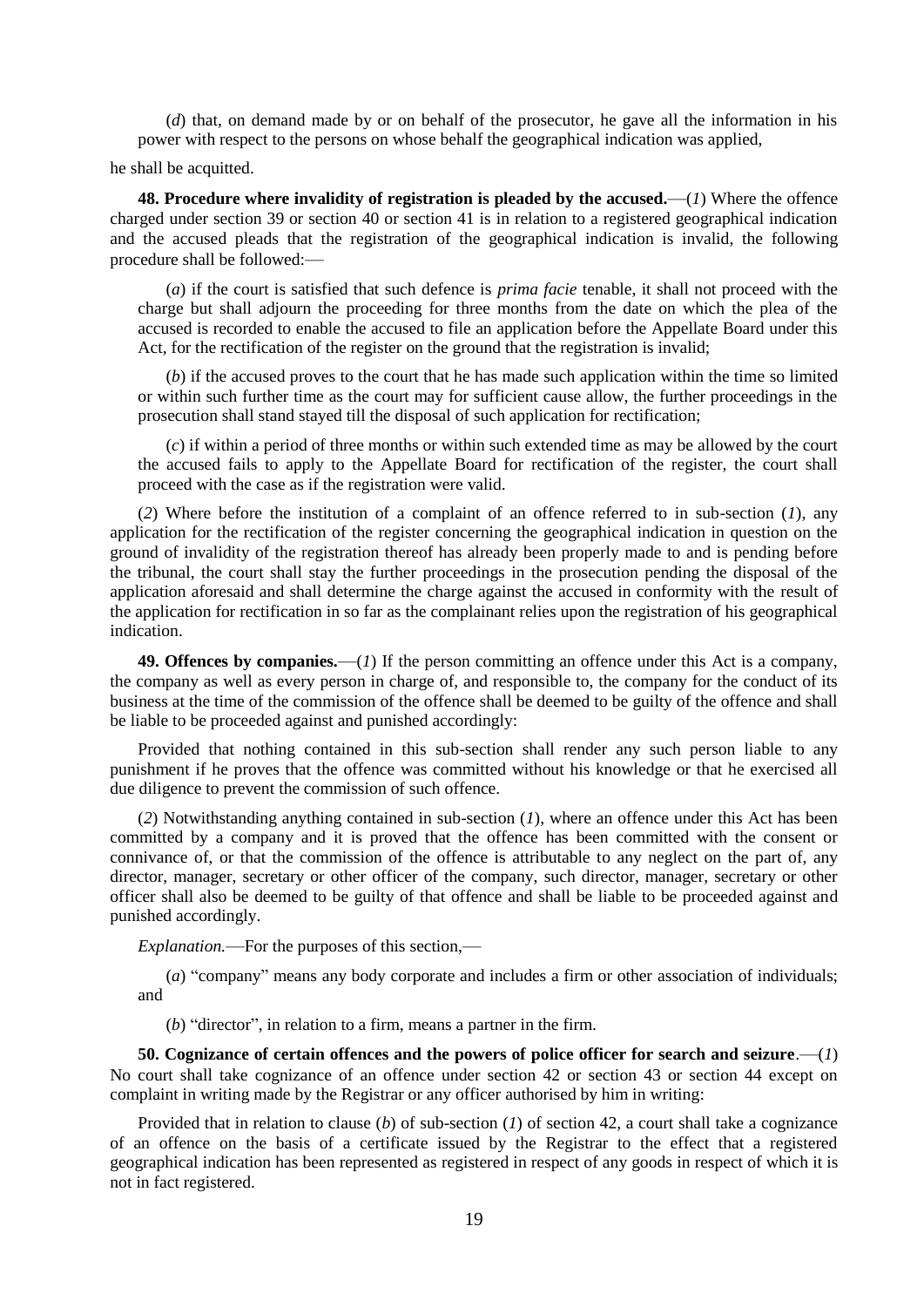(*d*) that, on demand made by or on behalf of the prosecutor, he gave all the information in his power with respect to the persons on whose behalf the geographical indication was applied,

he shall be acquitted.

**48. Procedure where invalidity of registration is pleaded by the accused.**—(*1*) Where the offence charged under section 39 or section 40 or section 41 is in relation to a registered geographical indication and the accused pleads that the registration of the geographical indication is invalid, the following procedure shall be followed:—

(*a*) if the court is satisfied that such defence is *prima facie* tenable, it shall not proceed with the charge but shall adjourn the proceeding for three months from the date on which the plea of the accused is recorded to enable the accused to file an application before the Appellate Board under this Act, for the rectification of the register on the ground that the registration is invalid;

(*b*) if the accused proves to the court that he has made such application within the time so limited or within such further time as the court may for sufficient cause allow, the further proceedings in the prosecution shall stand stayed till the disposal of such application for rectification;

(*c*) if within a period of three months or within such extended time as may be allowed by the court the accused fails to apply to the Appellate Board for rectification of the register, the court shall proceed with the case as if the registration were valid.

(*2*) Where before the institution of a complaint of an offence referred to in sub-section (*1*), any application for the rectification of the register concerning the geographical indication in question on the ground of invalidity of the registration thereof has already been properly made to and is pending before the tribunal, the court shall stay the further proceedings in the prosecution pending the disposal of the application aforesaid and shall determine the charge against the accused in conformity with the result of the application for rectification in so far as the complainant relies upon the registration of his geographical indication.

**49. Offences by companies.**—(*1*) If the person committing an offence under this Act is a company, the company as well as every person in charge of, and responsible to, the company for the conduct of its business at the time of the commission of the offence shall be deemed to be guilty of the offence and shall be liable to be proceeded against and punished accordingly:

Provided that nothing contained in this sub-section shall render any such person liable to any punishment if he proves that the offence was committed without his knowledge or that he exercised all due diligence to prevent the commission of such offence.

(*2*) Notwithstanding anything contained in sub-section (*1*), where an offence under this Act has been committed by a company and it is proved that the offence has been committed with the consent or connivance of, or that the commission of the offence is attributable to any neglect on the part of, any director, manager, secretary or other officer of the company, such director, manager, secretary or other officer shall also be deemed to be guilty of that offence and shall be liable to be proceeded against and punished accordingly.

*Explanation.*—For the purposes of this section,—

(*a*) "company" means any body corporate and includes a firm or other association of individuals; and

(*b*) "director", in relation to a firm, means a partner in the firm.

**50. Cognizance of certain offences and the powers of police officer for search and seizure**.—(*1*) No court shall take cognizance of an offence under section 42 or section 43 or section 44 except on complaint in writing made by the Registrar or any officer authorised by him in writing:

Provided that in relation to clause (*b*) of sub-section (*1*) of section 42, a court shall take a cognizance of an offence on the basis of a certificate issued by the Registrar to the effect that a registered geographical indication has been represented as registered in respect of any goods in respect of which it is not in fact registered.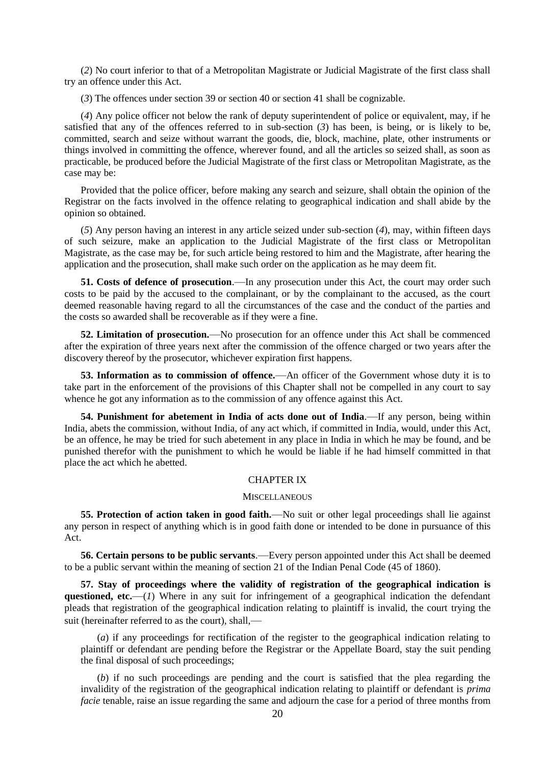(*2*) No court inferior to that of a Metropolitan Magistrate or Judicial Magistrate of the first class shall try an offence under this Act.

(*3*) The offences under section 39 or section 40 or section 41 shall be cognizable.

(*4*) Any police officer not below the rank of deputy superintendent of police or equivalent, may, if he satisfied that any of the offences referred to in sub-section (*3*) has been, is being, or is likely to be, committed, search and seize without warrant the goods, die, block, machine, plate, other instruments or things involved in committing the offence, wherever found, and all the articles so seized shall, as soon as practicable, be produced before the Judicial Magistrate of the first class or Metropolitan Magistrate, as the case may be:

Provided that the police officer, before making any search and seizure, shall obtain the opinion of the Registrar on the facts involved in the offence relating to geographical indication and shall abide by the opinion so obtained.

(*5*) Any person having an interest in any article seized under sub-section (*4*), may, within fifteen days of such seizure, make an application to the Judicial Magistrate of the first class or Metropolitan Magistrate, as the case may be, for such article being restored to him and the Magistrate, after hearing the application and the prosecution, shall make such order on the application as he may deem fit.

**51. Costs of defence of prosecution**.—In any prosecution under this Act, the court may order such costs to be paid by the accused to the complainant, or by the complainant to the accused, as the court deemed reasonable having regard to all the circumstances of the case and the conduct of the parties and the costs so awarded shall be recoverable as if they were a fine.

**52. Limitation of prosecution.**—No prosecution for an offence under this Act shall be commenced after the expiration of three years next after the commission of the offence charged or two years after the discovery thereof by the prosecutor, whichever expiration first happens.

**53. Information as to commission of offence.**—An officer of the Government whose duty it is to take part in the enforcement of the provisions of this Chapter shall not be compelled in any court to say whence he got any information as to the commission of any offence against this Act.

**54. Punishment for abetement in India of acts done out of India**.—If any person, being within India, abets the commission, without India, of any act which, if committed in India, would, under this Act, be an offence, he may be tried for such abetement in any place in India in which he may be found, and be punished therefor with the punishment to which he would be liable if he had himself committed in that place the act which he abetted.

## CHAPTER IX

### MISCELLANEOUS

**55. Protection of action taken in good faith.**—No suit or other legal proceedings shall lie against any person in respect of anything which is in good faith done or intended to be done in pursuance of this Act.

**56. Certain persons to be public servants**.—Every person appointed under this Act shall be deemed to be a public servant within the meaning of section 21 of the Indian Penal Code (45 of 1860).

**57. Stay of proceedings where the validity of registration of the geographical indication is questioned, etc.**—(*1*) Where in any suit for infringement of a geographical indication the defendant pleads that registration of the geographical indication relating to plaintiff is invalid, the court trying the suit (hereinafter referred to as the court), shall,—

(*a*) if any proceedings for rectification of the register to the geographical indication relating to plaintiff or defendant are pending before the Registrar or the Appellate Board, stay the suit pending the final disposal of such proceedings;

(*b*) if no such proceedings are pending and the court is satisfied that the plea regarding the invalidity of the registration of the geographical indication relating to plaintiff or defendant is *prima facie* tenable, raise an issue regarding the same and adjourn the case for a period of three months from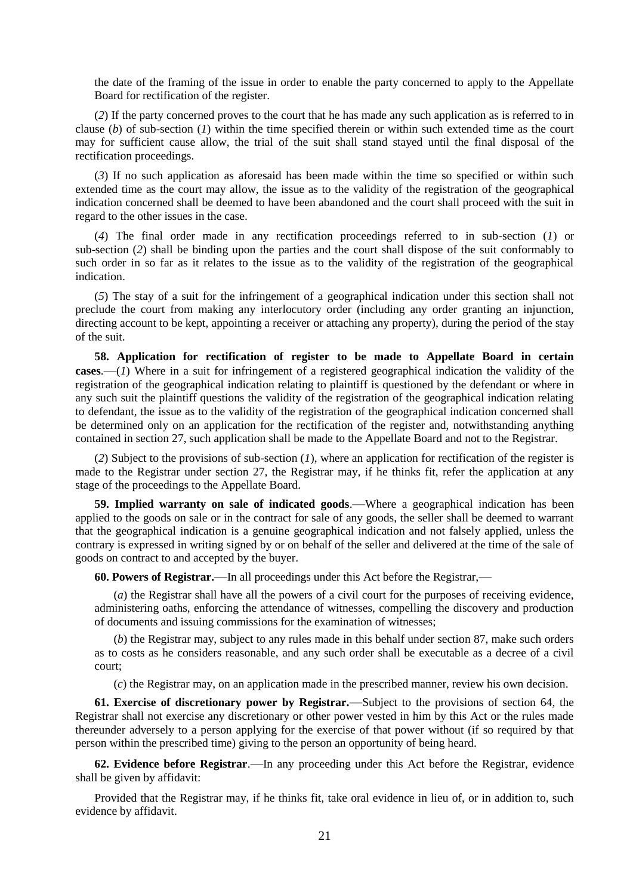the date of the framing of the issue in order to enable the party concerned to apply to the Appellate Board for rectification of the register.

(*2*) If the party concerned proves to the court that he has made any such application as is referred to in clause (*b*) of sub-section (*1*) within the time specified therein or within such extended time as the court may for sufficient cause allow, the trial of the suit shall stand stayed until the final disposal of the rectification proceedings.

(*3*) If no such application as aforesaid has been made within the time so specified or within such extended time as the court may allow, the issue as to the validity of the registration of the geographical indication concerned shall be deemed to have been abandoned and the court shall proceed with the suit in regard to the other issues in the case.

(*4*) The final order made in any rectification proceedings referred to in sub-section (*1*) or sub-section (*2*) shall be binding upon the parties and the court shall dispose of the suit conformably to such order in so far as it relates to the issue as to the validity of the registration of the geographical indication.

(*5*) The stay of a suit for the infringement of a geographical indication under this section shall not preclude the court from making any interlocutory order (including any order granting an injunction, directing account to be kept, appointing a receiver or attaching any property), during the period of the stay of the suit.

**58. Application for rectification of register to be made to Appellate Board in certain cases**.—(*1*) Where in a suit for infringement of a registered geographical indication the validity of the registration of the geographical indication relating to plaintiff is questioned by the defendant or where in any such suit the plaintiff questions the validity of the registration of the geographical indication relating to defendant, the issue as to the validity of the registration of the geographical indication concerned shall be determined only on an application for the rectification of the register and, notwithstanding anything contained in section 27, such application shall be made to the Appellate Board and not to the Registrar.

(*2*) Subject to the provisions of sub-section (*1*), where an application for rectification of the register is made to the Registrar under section 27, the Registrar may, if he thinks fit, refer the application at any stage of the proceedings to the Appellate Board.

**59. Implied warranty on sale of indicated goods**.—Where a geographical indication has been applied to the goods on sale or in the contract for sale of any goods, the seller shall be deemed to warrant that the geographical indication is a genuine geographical indication and not falsely applied, unless the contrary is expressed in writing signed by or on behalf of the seller and delivered at the time of the sale of goods on contract to and accepted by the buyer.

**60. Powers of Registrar.**—In all proceedings under this Act before the Registrar,—

(*a*) the Registrar shall have all the powers of a civil court for the purposes of receiving evidence, administering oaths, enforcing the attendance of witnesses, compelling the discovery and production of documents and issuing commissions for the examination of witnesses;

(*b*) the Registrar may, subject to any rules made in this behalf under section 87, make such orders as to costs as he considers reasonable, and any such order shall be executable as a decree of a civil court;

(*c*) the Registrar may, on an application made in the prescribed manner, review his own decision.

**61. Exercise of discretionary power by Registrar.**—Subject to the provisions of section 64, the Registrar shall not exercise any discretionary or other power vested in him by this Act or the rules made thereunder adversely to a person applying for the exercise of that power without (if so required by that person within the prescribed time) giving to the person an opportunity of being heard.

**62. Evidence before Registrar**.—In any proceeding under this Act before the Registrar, evidence shall be given by affidavit:

Provided that the Registrar may, if he thinks fit, take oral evidence in lieu of, or in addition to, such evidence by affidavit.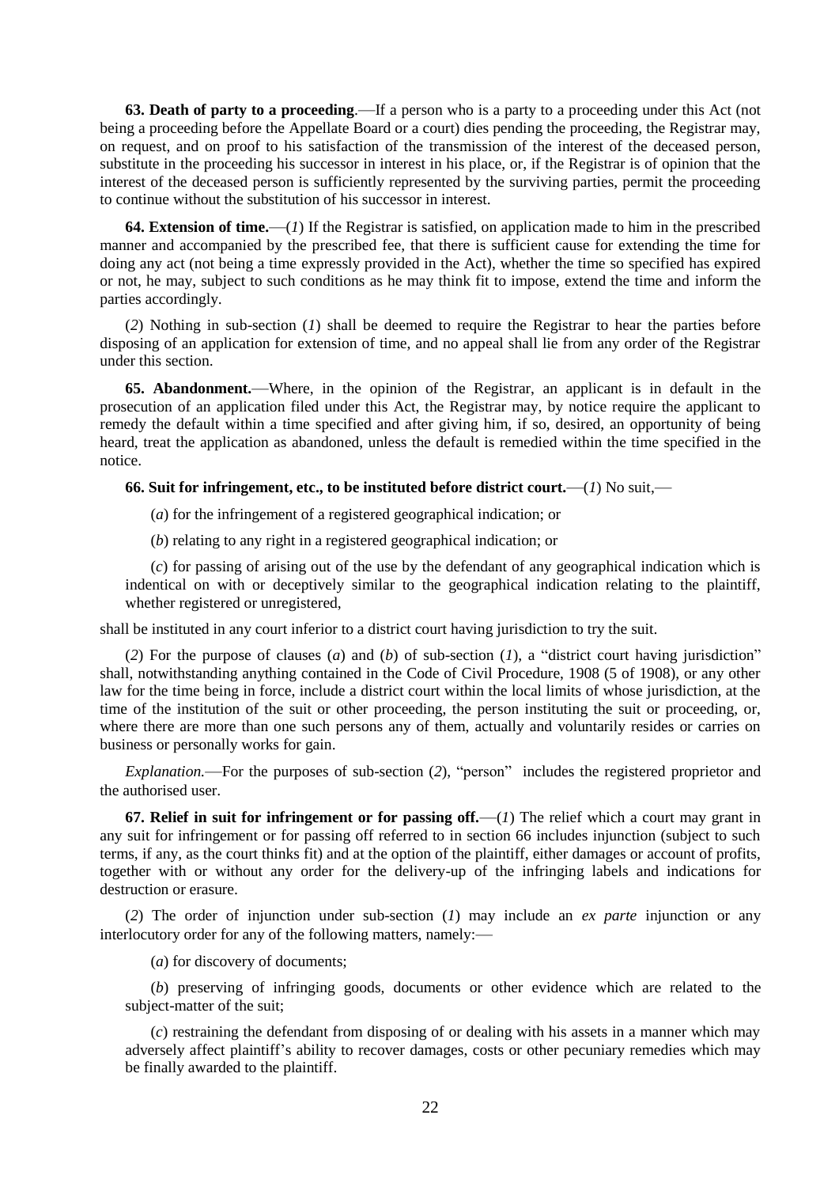**63. Death of party to a proceeding**.—If a person who is a party to a proceeding under this Act (not being a proceeding before the Appellate Board or a court) dies pending the proceeding, the Registrar may, on request, and on proof to his satisfaction of the transmission of the interest of the deceased person, substitute in the proceeding his successor in interest in his place, or, if the Registrar is of opinion that the interest of the deceased person is sufficiently represented by the surviving parties, permit the proceeding to continue without the substitution of his successor in interest.

**64. Extension of time.**—(*1*) If the Registrar is satisfied, on application made to him in the prescribed manner and accompanied by the prescribed fee, that there is sufficient cause for extending the time for doing any act (not being a time expressly provided in the Act), whether the time so specified has expired or not, he may, subject to such conditions as he may think fit to impose, extend the time and inform the parties accordingly.

(*2*) Nothing in sub-section (*1*) shall be deemed to require the Registrar to hear the parties before disposing of an application for extension of time, and no appeal shall lie from any order of the Registrar under this section.

**65. Abandonment.**—Where, in the opinion of the Registrar, an applicant is in default in the prosecution of an application filed under this Act, the Registrar may, by notice require the applicant to remedy the default within a time specified and after giving him, if so, desired, an opportunity of being heard, treat the application as abandoned, unless the default is remedied within the time specified in the notice.

**66. Suit for infringement, etc., to be instituted before district court.**—(*1*) No suit,—

(*a*) for the infringement of a registered geographical indication; or

(*b*) relating to any right in a registered geographical indication; or

(*c*) for passing of arising out of the use by the defendant of any geographical indication which is indentical on with or deceptively similar to the geographical indication relating to the plaintiff, whether registered or unregistered,

shall be instituted in any court inferior to a district court having jurisdiction to try the suit.

(*2*) For the purpose of clauses (*a*) and (*b*) of sub-section (*1*), a "district court having jurisdiction" shall, notwithstanding anything contained in the Code of Civil Procedure, 1908 (5 of 1908), or any other law for the time being in force, include a district court within the local limits of whose jurisdiction, at the time of the institution of the suit or other proceeding, the person instituting the suit or proceeding, or, where there are more than one such persons any of them, actually and voluntarily resides or carries on business or personally works for gain.

*Explanation.*—For the purposes of sub-section (*2*), "person" includes the registered proprietor and the authorised user.

**67. Relief in suit for infringement or for passing off.**—(*1*) The relief which a court may grant in any suit for infringement or for passing off referred to in section 66 includes injunction (subject to such terms, if any, as the court thinks fit) and at the option of the plaintiff, either damages or account of profits, together with or without any order for the delivery-up of the infringing labels and indications for destruction or erasure.

(*2*) The order of injunction under sub-section (*1*) may include an *ex parte* injunction or any interlocutory order for any of the following matters, namely:—

(*a*) for discovery of documents;

(*b*) preserving of infringing goods, documents or other evidence which are related to the subject-matter of the suit;

(*c*) restraining the defendant from disposing of or dealing with his assets in a manner which may adversely affect plaintiff's ability to recover damages, costs or other pecuniary remedies which may be finally awarded to the plaintiff.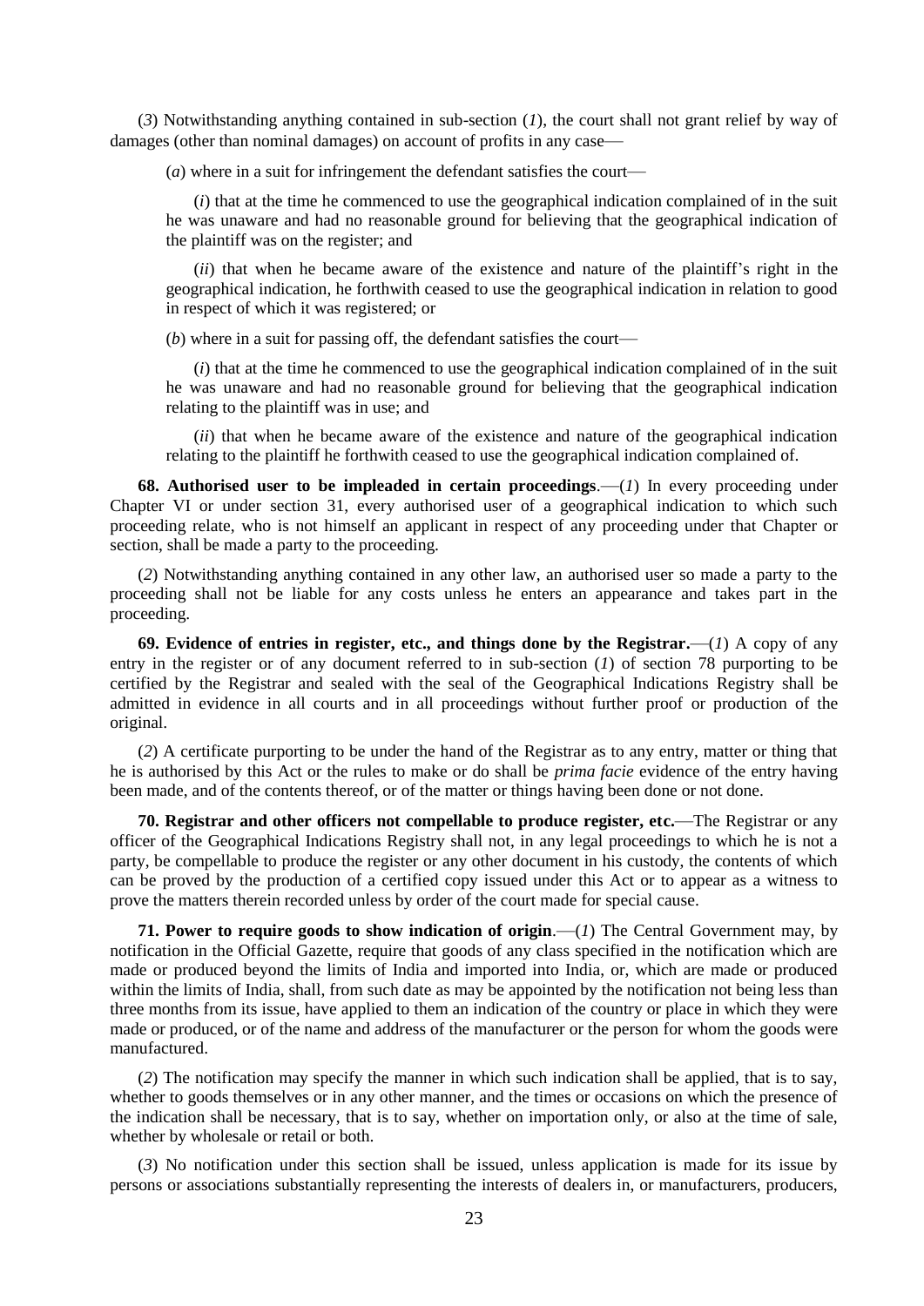(*3*) Notwithstanding anything contained in sub-section (*1*), the court shall not grant relief by way of damages (other than nominal damages) on account of profits in any case––

(*a*) where in a suit for infringement the defendant satisfies the court––

(*i*) that at the time he commenced to use the geographical indication complained of in the suit he was unaware and had no reasonable ground for believing that the geographical indication of the plaintiff was on the register; and

(*ii*) that when he became aware of the existence and nature of the plaintiff's right in the geographical indication, he forthwith ceased to use the geographical indication in relation to good in respect of which it was registered; or

(*b*) where in a suit for passing off, the defendant satisfies the court––

(*i*) that at the time he commenced to use the geographical indication complained of in the suit he was unaware and had no reasonable ground for believing that the geographical indication relating to the plaintiff was in use; and

(*ii*) that when he became aware of the existence and nature of the geographical indication relating to the plaintiff he forthwith ceased to use the geographical indication complained of.

**68. Authorised user to be impleaded in certain proceedings**.––(*1*) In every proceeding under Chapter VI or under section 31, every authorised user of a geographical indication to which such proceeding relate, who is not himself an applicant in respect of any proceeding under that Chapter or section, shall be made a party to the proceeding.

(*2*) Notwithstanding anything contained in any other law, an authorised user so made a party to the proceeding shall not be liable for any costs unless he enters an appearance and takes part in the proceeding.

**69. Evidence of entries in register, etc., and things done by the Registrar.**––(*1*) A copy of any entry in the register or of any document referred to in sub-section (*1*) of section 78 purporting to be certified by the Registrar and sealed with the seal of the Geographical Indications Registry shall be admitted in evidence in all courts and in all proceedings without further proof or production of the original.

(*2*) A certificate purporting to be under the hand of the Registrar as to any entry, matter or thing that he is authorised by this Act or the rules to make or do shall be *prima facie* evidence of the entry having been made, and of the contents thereof, or of the matter or things having been done or not done.

**70. Registrar and other officers not compellable to produce register, etc.**––The Registrar or any officer of the Geographical Indications Registry shall not, in any legal proceedings to which he is not a party, be compellable to produce the register or any other document in his custody, the contents of which can be proved by the production of a certified copy issued under this Act or to appear as a witness to prove the matters therein recorded unless by order of the court made for special cause.

**71. Power to require goods to show indication of origin**.––(*1*) The Central Government may, by notification in the Official Gazette, require that goods of any class specified in the notification which are made or produced beyond the limits of India and imported into India, or, which are made or produced within the limits of India, shall, from such date as may be appointed by the notification not being less than three months from its issue, have applied to them an indication of the country or place in which they were made or produced, or of the name and address of the manufacturer or the person for whom the goods were manufactured.

(*2*) The notification may specify the manner in which such indication shall be applied, that is to say, whether to goods themselves or in any other manner, and the times or occasions on which the presence of the indication shall be necessary, that is to say, whether on importation only, or also at the time of sale, whether by wholesale or retail or both.

(*3*) No notification under this section shall be issued, unless application is made for its issue by persons or associations substantially representing the interests of dealers in, or manufacturers, producers,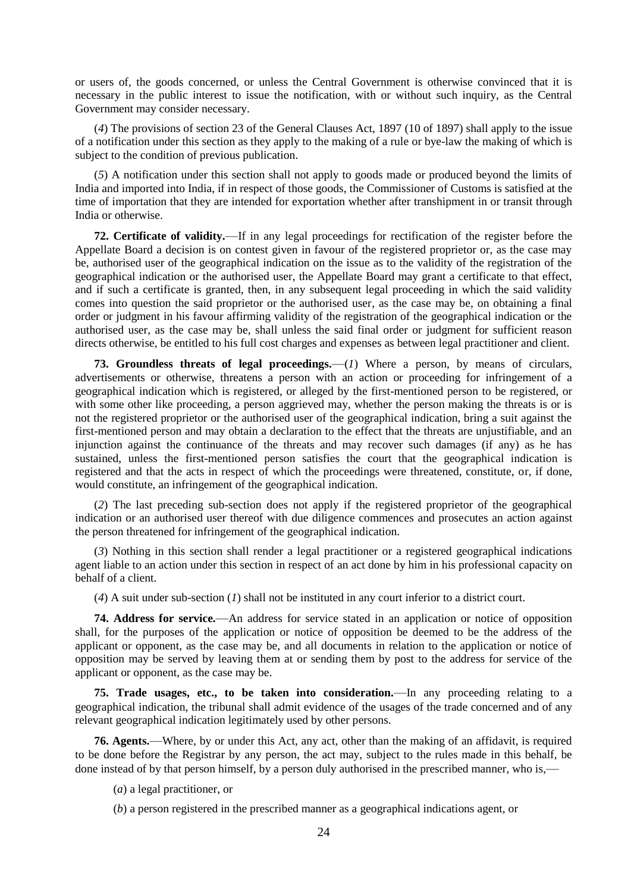or users of, the goods concerned, or unless the Central Government is otherwise convinced that it is necessary in the public interest to issue the notification, with or without such inquiry, as the Central Government may consider necessary.

(*4*) The provisions of section 23 of the General Clauses Act, 1897 (10 of 1897) shall apply to the issue of a notification under this section as they apply to the making of a rule or bye-law the making of which is subject to the condition of previous publication.

(*5*) A notification under this section shall not apply to goods made or produced beyond the limits of India and imported into India, if in respect of those goods, the Commissioner of Customs is satisfied at the time of importation that they are intended for exportation whether after transhipment in or transit through India or otherwise.

**72. Certificate of validity.**—If in any legal proceedings for rectification of the register before the Appellate Board a decision is on contest given in favour of the registered proprietor or, as the case may be, authorised user of the geographical indication on the issue as to the validity of the registration of the geographical indication or the authorised user, the Appellate Board may grant a certificate to that effect, and if such a certificate is granted, then, in any subsequent legal proceeding in which the said validity comes into question the said proprietor or the authorised user, as the case may be, on obtaining a final order or judgment in his favour affirming validity of the registration of the geographical indication or the authorised user, as the case may be, shall unless the said final order or judgment for sufficient reason directs otherwise, be entitled to his full cost charges and expenses as between legal practitioner and client.

**73. Groundless threats of legal proceedings.**—(*1*) Where a person, by means of circulars, advertisements or otherwise, threatens a person with an action or proceeding for infringement of a geographical indication which is registered, or alleged by the first-mentioned person to be registered, or with some other like proceeding, a person aggrieved may, whether the person making the threats is or is not the registered proprietor or the authorised user of the geographical indication, bring a suit against the first-mentioned person and may obtain a declaration to the effect that the threats are unjustifiable, and an injunction against the continuance of the threats and may recover such damages (if any) as he has sustained, unless the first-mentioned person satisfies the court that the geographical indication is registered and that the acts in respect of which the proceedings were threatened, constitute, or, if done, would constitute, an infringement of the geographical indication.

(*2*) The last preceding sub-section does not apply if the registered proprietor of the geographical indication or an authorised user thereof with due diligence commences and prosecutes an action against the person threatened for infringement of the geographical indication.

(*3*) Nothing in this section shall render a legal practitioner or a registered geographical indications agent liable to an action under this section in respect of an act done by him in his professional capacity on behalf of a client.

(*4*) A suit under sub-section (*1*) shall not be instituted in any court inferior to a district court.

**74. Address for service.**—An address for service stated in an application or notice of opposition shall, for the purposes of the application or notice of opposition be deemed to be the address of the applicant or opponent, as the case may be, and all documents in relation to the application or notice of opposition may be served by leaving them at or sending them by post to the address for service of the applicant or opponent, as the case may be.

**75. Trade usages, etc., to be taken into consideration.**—In any proceeding relating to a geographical indication, the tribunal shall admit evidence of the usages of the trade concerned and of any relevant geographical indication legitimately used by other persons.

**76. Agents.**—Where, by or under this Act, any act, other than the making of an affidavit, is required to be done before the Registrar by any person, the act may, subject to the rules made in this behalf, be done instead of by that person himself, by a person duly authorised in the prescribed manner, who is,—

(*a*) a legal practitioner, or

(*b*) a person registered in the prescribed manner as a geographical indications agent, or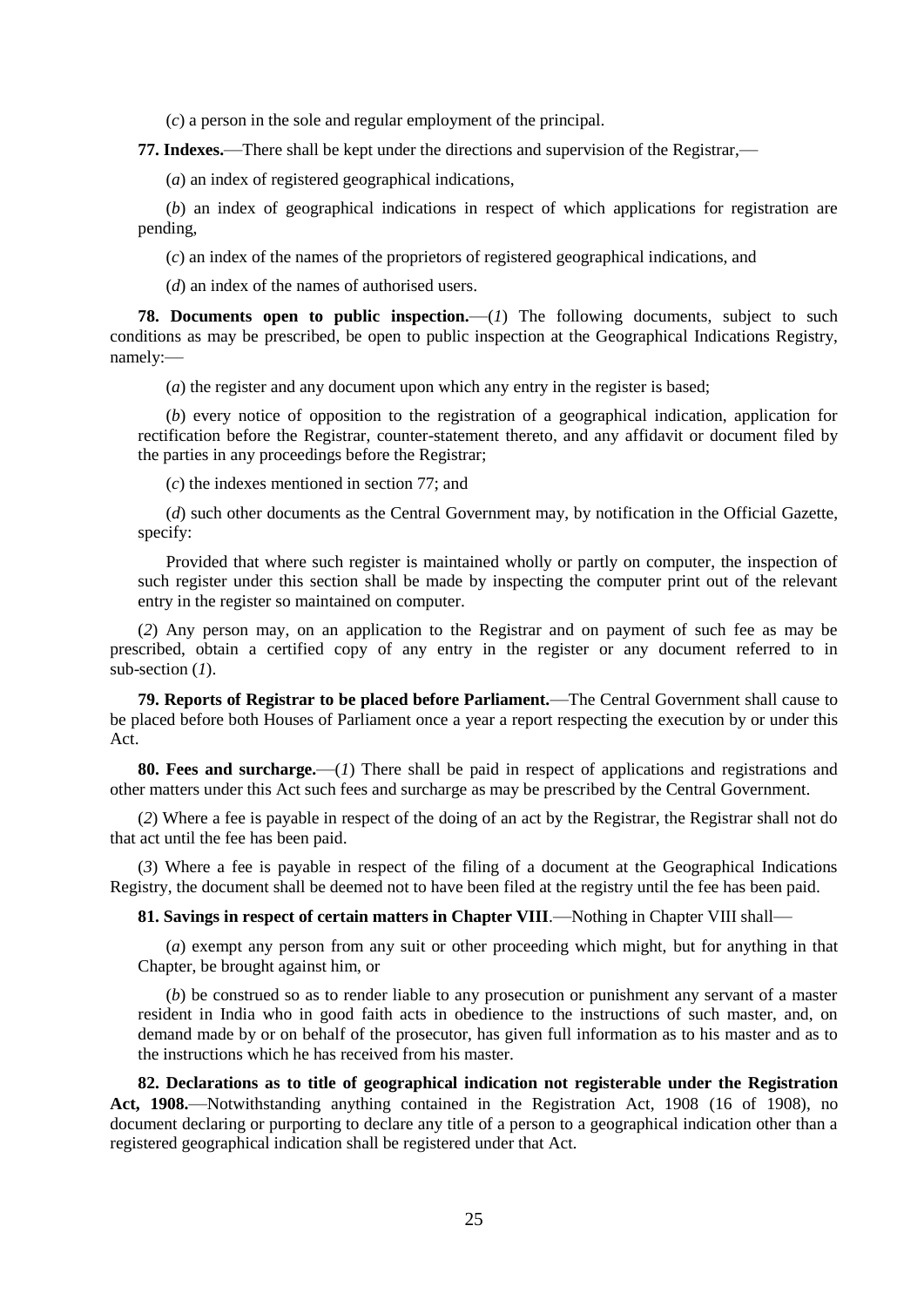(*c*) a person in the sole and regular employment of the principal.

**77. Indexes.**—There shall be kept under the directions and supervision of the Registrar,—

(*a*) an index of registered geographical indications,

(*b*) an index of geographical indications in respect of which applications for registration are pending,

(*c*) an index of the names of the proprietors of registered geographical indications, and

(*d*) an index of the names of authorised users.

**78. Documents open to public inspection.**—(*1*) The following documents, subject to such conditions as may be prescribed, be open to public inspection at the Geographical Indications Registry, namely:—

(*a*) the register and any document upon which any entry in the register is based;

(*b*) every notice of opposition to the registration of a geographical indication, application for rectification before the Registrar, counter-statement thereto, and any affidavit or document filed by the parties in any proceedings before the Registrar;

(*c*) the indexes mentioned in section 77; and

(*d*) such other documents as the Central Government may, by notification in the Official Gazette, specify:

Provided that where such register is maintained wholly or partly on computer, the inspection of such register under this section shall be made by inspecting the computer print out of the relevant entry in the register so maintained on computer.

(*2*) Any person may, on an application to the Registrar and on payment of such fee as may be prescribed, obtain a certified copy of any entry in the register or any document referred to in sub-section (*1*).

**79. Reports of Registrar to be placed before Parliament.**—The Central Government shall cause to be placed before both Houses of Parliament once a year a report respecting the execution by or under this Act.

**80. Fees and surcharge.**—(*1*) There shall be paid in respect of applications and registrations and other matters under this Act such fees and surcharge as may be prescribed by the Central Government.

(*2*) Where a fee is payable in respect of the doing of an act by the Registrar, the Registrar shall not do that act until the fee has been paid.

(*3*) Where a fee is payable in respect of the filing of a document at the Geographical Indications Registry, the document shall be deemed not to have been filed at the registry until the fee has been paid.

**81. Savings in respect of certain matters in Chapter VIII**.—Nothing in Chapter VIII shall—

(*a*) exempt any person from any suit or other proceeding which might, but for anything in that Chapter, be brought against him, or

(*b*) be construed so as to render liable to any prosecution or punishment any servant of a master resident in India who in good faith acts in obedience to the instructions of such master, and, on demand made by or on behalf of the prosecutor, has given full information as to his master and as to the instructions which he has received from his master.

**82. Declarations as to title of geographical indication not registerable under the Registration Act, 1908.**—Notwithstanding anything contained in the Registration Act, 1908 (16 of 1908), no document declaring or purporting to declare any title of a person to a geographical indication other than a registered geographical indication shall be registered under that Act.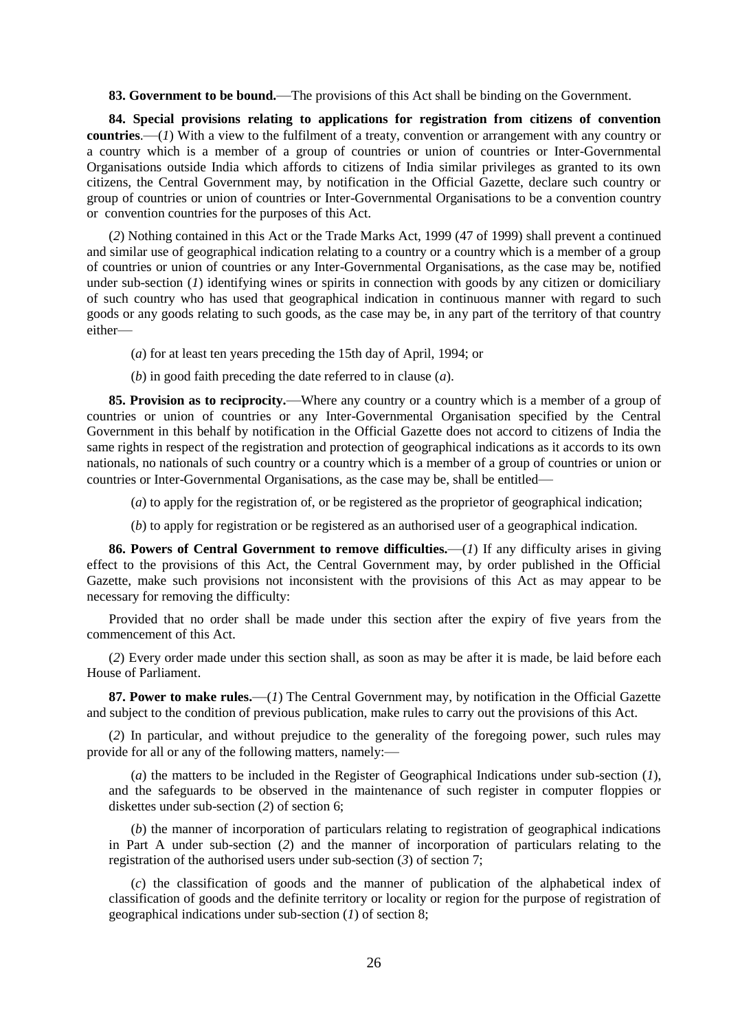**83. Government to be bound.**—The provisions of this Act shall be binding on the Government.

**84. Special provisions relating to applications for registration from citizens of convention countries**.—(*1*) With a view to the fulfilment of a treaty, convention or arrangement with any country or a country which is a member of a group of countries or union of countries or Inter-Governmental Organisations outside India which affords to citizens of India similar privileges as granted to its own citizens, the Central Government may, by notification in the Official Gazette, declare such country or group of countries or union of countries or Inter-Governmental Organisations to be a convention country or convention countries for the purposes of this Act.

(*2*) Nothing contained in this Act or the Trade Marks Act, 1999 (47 of 1999) shall prevent a continued and similar use of geographical indication relating to a country or a country which is a member of a group of countries or union of countries or any Inter-Governmental Organisations, as the case may be, notified under sub-section (*1*) identifying wines or spirits in connection with goods by any citizen or domiciliary of such country who has used that geographical indication in continuous manner with regard to such goods or any goods relating to such goods, as the case may be, in any part of the territory of that country either—

(*a*) for at least ten years preceding the 15th day of April, 1994; or

(*b*) in good faith preceding the date referred to in clause (*a*).

**85. Provision as to reciprocity.**—Where any country or a country which is a member of a group of countries or union of countries or any Inter-Governmental Organisation specified by the Central Government in this behalf by notification in the Official Gazette does not accord to citizens of India the same rights in respect of the registration and protection of geographical indications as it accords to its own nationals, no nationals of such country or a country which is a member of a group of countries or union or countries or Inter-Governmental Organisations, as the case may be, shall be entitled—

(*a*) to apply for the registration of, or be registered as the proprietor of geographical indication;

(*b*) to apply for registration or be registered as an authorised user of a geographical indication.

**86. Powers of Central Government to remove difficulties.**—(*1*) If any difficulty arises in giving effect to the provisions of this Act, the Central Government may, by order published in the Official Gazette, make such provisions not inconsistent with the provisions of this Act as may appear to be necessary for removing the difficulty:

Provided that no order shall be made under this section after the expiry of five years from the commencement of this Act.

(*2*) Every order made under this section shall, as soon as may be after it is made, be laid before each House of Parliament.

**87. Power to make rules.**—(*1*) The Central Government may, by notification in the Official Gazette and subject to the condition of previous publication, make rules to carry out the provisions of this Act.

(*2*) In particular, and without prejudice to the generality of the foregoing power, such rules may provide for all or any of the following matters, namely:—

(*a*) the matters to be included in the Register of Geographical Indications under sub-section (*1*), and the safeguards to be observed in the maintenance of such register in computer floppies or diskettes under sub-section (*2*) of section 6;

(*b*) the manner of incorporation of particulars relating to registration of geographical indications in Part A under sub-section (*2*) and the manner of incorporation of particulars relating to the registration of the authorised users under sub-section (*3*) of section 7;

(*c*) the classification of goods and the manner of publication of the alphabetical index of classification of goods and the definite territory or locality or region for the purpose of registration of geographical indications under sub-section (*1*) of section 8;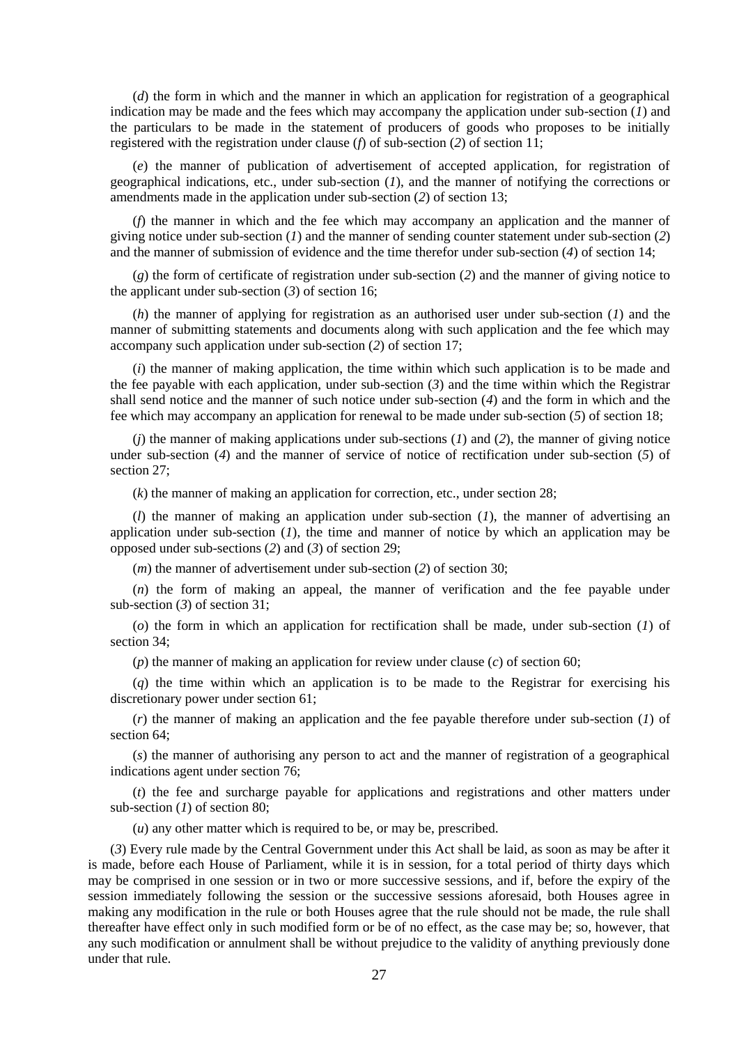(*d*) the form in which and the manner in which an application for registration of a geographical indication may be made and the fees which may accompany the application under sub-section (*1*) and the particulars to be made in the statement of producers of goods who proposes to be initially registered with the registration under clause (*f*) of sub-section (*2*) of section 11;

(*e*) the manner of publication of advertisement of accepted application, for registration of geographical indications, etc., under sub-section (*1*), and the manner of notifying the corrections or amendments made in the application under sub-section (*2*) of section 13;

(*f*) the manner in which and the fee which may accompany an application and the manner of giving notice under sub-section (*1*) and the manner of sending counter statement under sub-section (*2*) and the manner of submission of evidence and the time therefor under sub-section (*4*) of section 14;

(*g*) the form of certificate of registration under sub-section (*2*) and the manner of giving notice to the applicant under sub-section (*3*) of section 16;

(*h*) the manner of applying for registration as an authorised user under sub-section (*1*) and the manner of submitting statements and documents along with such application and the fee which may accompany such application under sub-section (*2*) of section 17;

(*i*) the manner of making application, the time within which such application is to be made and the fee payable with each application, under sub-section (*3*) and the time within which the Registrar shall send notice and the manner of such notice under sub-section (*4*) and the form in which and the fee which may accompany an application for renewal to be made under sub-section (*5*) of section 18;

(*j*) the manner of making applications under sub-sections (*1*) and (*2*), the manner of giving notice under sub-section (*4*) and the manner of service of notice of rectification under sub-section (*5*) of section 27;

(*k*) the manner of making an application for correction, etc., under section 28;

(*l*) the manner of making an application under sub-section (*1*), the manner of advertising an application under sub-section (*1*), the time and manner of notice by which an application may be opposed under sub-sections (*2*) and (*3*) of section 29;

(*m*) the manner of advertisement under sub-section (*2*) of section 30;

(*n*) the form of making an appeal, the manner of verification and the fee payable under sub-section (*3*) of section 31;

(*o*) the form in which an application for rectification shall be made, under sub-section (*1*) of section 34;

(*p*) the manner of making an application for review under clause (*c*) of section 60;

(*q*) the time within which an application is to be made to the Registrar for exercising his discretionary power under section 61;

(*r*) the manner of making an application and the fee payable therefore under sub-section (*1*) of section 64;

(*s*) the manner of authorising any person to act and the manner of registration of a geographical indications agent under section 76;

(*t*) the fee and surcharge payable for applications and registrations and other matters under sub-section (*1*) of section 80;

(*u*) any other matter which is required to be, or may be, prescribed.

(*3*) Every rule made by the Central Government under this Act shall be laid, as soon as may be after it is made, before each House of Parliament, while it is in session, for a total period of thirty days which may be comprised in one session or in two or more successive sessions, and if, before the expiry of the session immediately following the session or the successive sessions aforesaid, both Houses agree in making any modification in the rule or both Houses agree that the rule should not be made, the rule shall thereafter have effect only in such modified form or be of no effect, as the case may be; so, however, that any such modification or annulment shall be without prejudice to the validity of anything previously done under that rule.